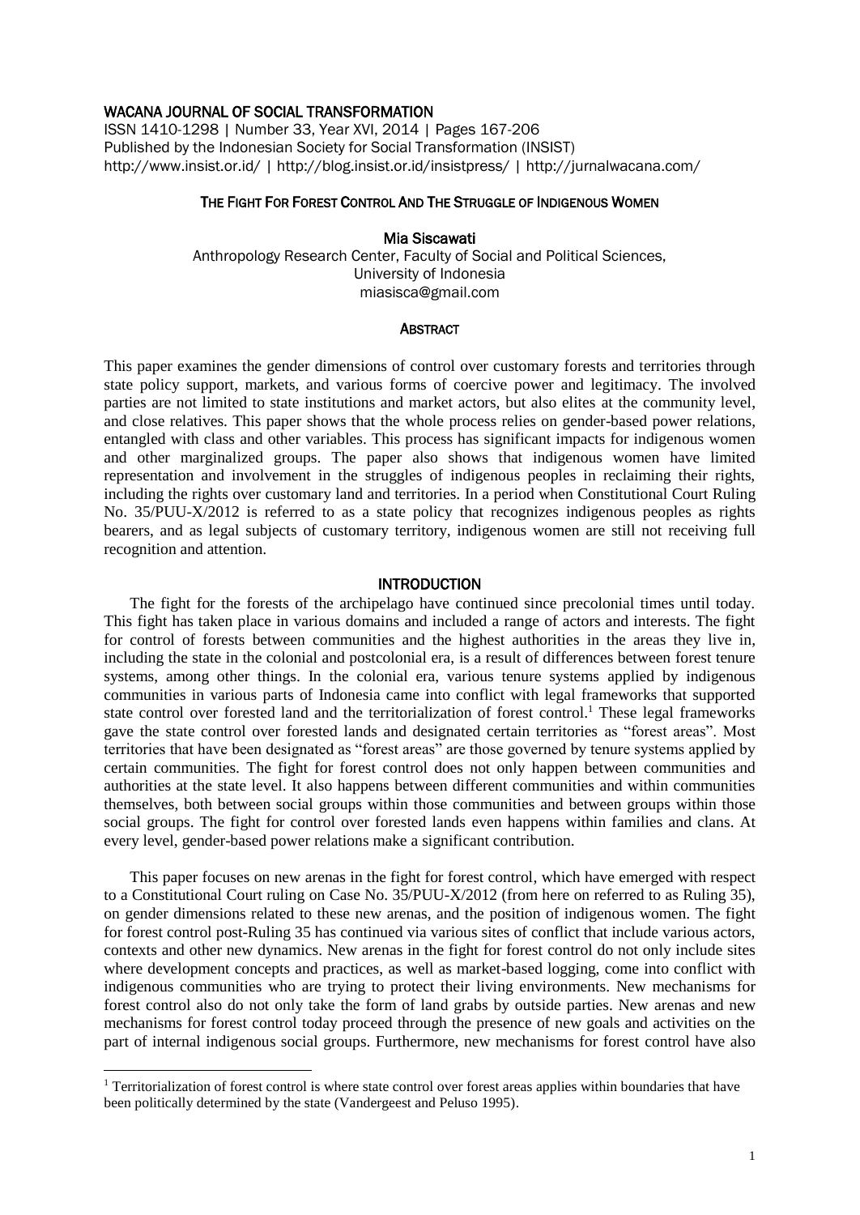WACANA JOURNAL OF SOCIAL TRANSFORMATION

ISSN 1410-1298 | Number 33, Year XVI, 2014 | Pages 167-206
Published by the Indonesian Society for Social Transformation (INSIST)
http://www.insist.or.id/ | http://blog.insist.or.id/insistpress/ | http://jurnalwacana.com/

# The Fight For Forest Control And The Struggle of Indigenous Women

**Mia Siscawati**

Anthropology Research Center, Faculty of Social and Political Sciences,
University of Indonesia
miasisca@gmail.com

## Abstract

This paper examines the gender dimensions of control over customary forests and territories through state policy support, markets, and various forms of coercive power and legitimacy. The involved parties are not limited to state institutions and market actors, but also elites at the community level, and close relatives. This paper shows that the whole process relies on gender-based power relations, entangled with class and other variables. This process has significant impacts for indigenous women and other marginalized groups. The paper also shows that indigenous women have limited representation and involvement in the struggles of indigenous peoples in reclaiming their rights, including the rights over customary land and territories. In a period when Constitutional Court Ruling No. 35/PUU-X/2012 is referred to as a state policy that recognizes indigenous peoples as rights bearers, and as legal subjects of customary territory, indigenous women are still not receiving full recognition and attention.

## Introduction

The fight for the forests of the archipelago have continued since precolonial times until today. This fight has taken place in various domains and included a range of actors and interests. The fight for control of forests between communities and the highest authorities in the areas they live in, including the state in the colonial and postcolonial era, is a result of differences between forest tenure systems, among other things. In the colonial era, various tenure systems applied by indigenous communities in various parts of Indonesia came into conflict with legal frameworks that supported state control over forested land and the territorialization of forest control.[1] These legal frameworks gave the state control over forested lands and designated certain territories as "forest areas". Most territories that have been designated as "forest areas" are those governed by tenure systems applied by certain communities. The fight for forest control does not only happen between communities and authorities at the state level. It also happens between different communities and within communities themselves, both between social groups within those communities and between groups within those social groups. The fight for control over forested lands even happens within families and clans. At every level, gender-based power relations make a significant contribution.

This paper focuses on new arenas in the fight for forest control, which have emerged with respect to a Constitutional Court ruling on Case No. 35/PUU-X/2012 (from here on referred to as Ruling 35), on gender dimensions related to these new arenas, and the position of indigenous women. The fight for forest control post-Ruling 35 has continued via various sites of conflict that include various actors, contexts and other new dynamics. New arenas in the fight for forest control do not only include sites where development concepts and practices, as well as market-based logging, come into conflict with indigenous communities who are trying to protect their living environments. New mechanisms for forest control also do not only take the form of land grabs by outside parties. New arenas and new mechanisms for forest control today proceed through the presence of new goals and activities on the part of internal indigenous social groups. Furthermore, new mechanisms for forest control have also

[1] Territorialization of forest control is where state control over forest areas applies within boundaries that have been politically determined by the state (Vandergeest and Peluso 1995).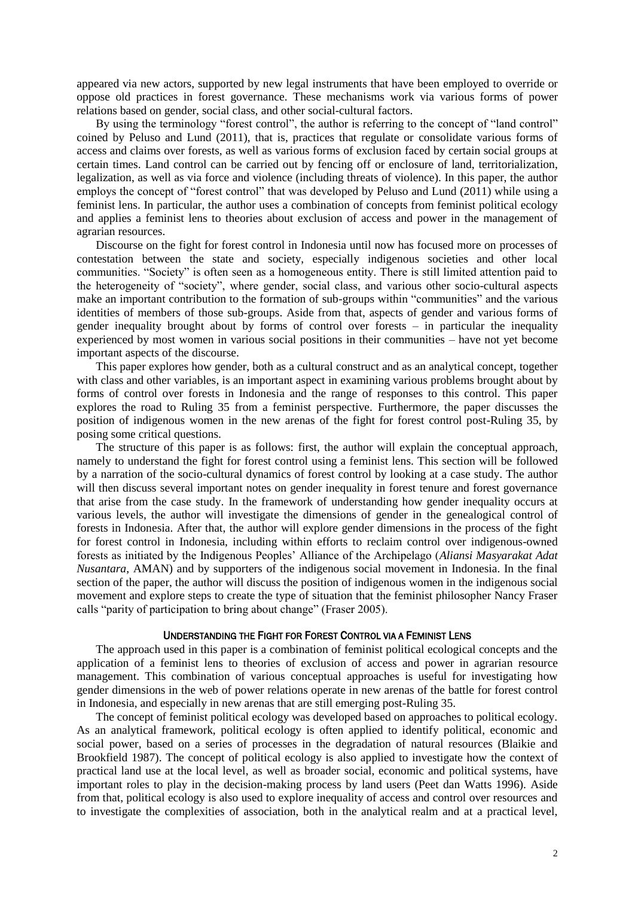appeared via new actors, supported by new legal instruments that have been employed to override or oppose old practices in forest governance. These mechanisms work via various forms of power relations based on gender, social class, and other social-cultural factors.

By using the terminology "forest control", the author is referring to the concept of "land control" coined by Peluso and Lund (2011), that is, practices that regulate or consolidate various forms of access and claims over forests, as well as various forms of exclusion faced by certain social groups at certain times. Land control can be carried out by fencing off or enclosure of land, territorialization, legalization, as well as via force and violence (including threats of violence). In this paper, the author employs the concept of "forest control" that was developed by Peluso and Lund (2011) while using a feminist lens. In particular, the author uses a combination of concepts from feminist political ecology and applies a feminist lens to theories about exclusion of access and power in the management of agrarian resources.

Discourse on the fight for forest control in Indonesia until now has focused more on processes of contestation between the state and society, especially indigenous societies and other local communities. "Society" is often seen as a homogeneous entity. There is still limited attention paid to the heterogeneity of "society", where gender, social class, and various other socio-cultural aspects make an important contribution to the formation of sub-groups within "communities" and the various identities of members of those sub-groups. Aside from that, aspects of gender and various forms of gender inequality brought about by forms of control over forests – in particular the inequality experienced by most women in various social positions in their communities – have not yet become important aspects of the discourse.

This paper explores how gender, both as a cultural construct and as an analytical concept, together with class and other variables, is an important aspect in examining various problems brought about by forms of control over forests in Indonesia and the range of responses to this control. This paper explores the road to Ruling 35 from a feminist perspective. Furthermore, the paper discusses the position of indigenous women in the new arenas of the fight for forest control post-Ruling 35, by posing some critical questions.

The structure of this paper is as follows: first, the author will explain the conceptual approach, namely to understand the fight for forest control using a feminist lens. This section will be followed by a narration of the socio-cultural dynamics of forest control by looking at a case study. The author will then discuss several important notes on gender inequality in forest tenure and forest governance that arise from the case study. In the framework of understanding how gender inequality occurs at various levels, the author will investigate the dimensions of gender in the genealogical control of forests in Indonesia. After that, the author will explore gender dimensions in the process of the fight for forest control in Indonesia, including within efforts to reclaim control over indigenous-owned forests as initiated by the Indigenous Peoples' Alliance of the Archipelago (*Aliansi Masyarakat Adat Nusantara*, AMAN) and by supporters of the indigenous social movement in Indonesia. In the final section of the paper, the author will discuss the position of indigenous women in the indigenous social movement and explore steps to create the type of situation that the feminist philosopher Nancy Fraser calls "parity of participation to bring about change" (Fraser 2005).

## Understanding the Fight for Forest Control via a Feminist Lens

The approach used in this paper is a combination of feminist political ecological concepts and the application of a feminist lens to theories of exclusion of access and power in agrarian resource management. This combination of various conceptual approaches is useful for investigating how gender dimensions in the web of power relations operate in new arenas of the battle for forest control in Indonesia, and especially in new arenas that are still emerging post-Ruling 35.

The concept of feminist political ecology was developed based on approaches to political ecology. As an analytical framework, political ecology is often applied to identify political, economic and social power, based on a series of processes in the degradation of natural resources (Blaikie and Brookfield 1987). The concept of political ecology is also applied to investigate how the context of practical land use at the local level, as well as broader social, economic and political systems, have important roles to play in the decision-making process by land users (Peet dan Watts 1996). Aside from that, political ecology is also used to explore inequality of access and control over resources and to investigate the complexities of association, both in the analytical realm and at a practical level,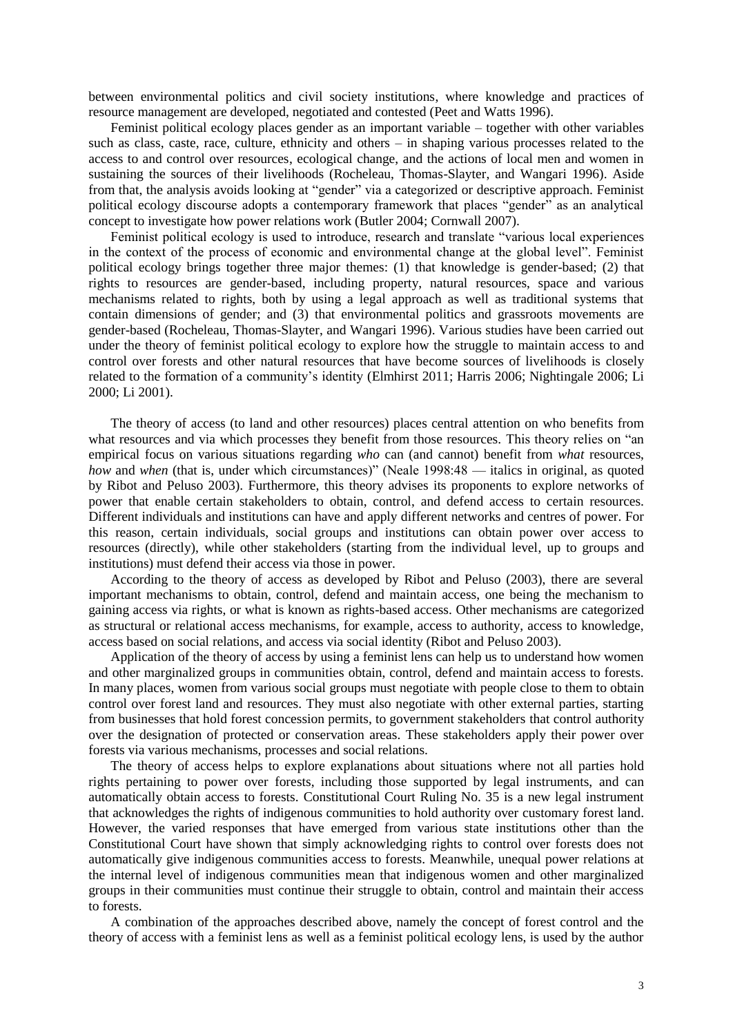between environmental politics and civil society institutions, where knowledge and practices of resource management are developed, negotiated and contested (Peet and Watts 1996).

Feminist political ecology places gender as an important variable – together with other variables such as class, caste, race, culture, ethnicity and others – in shaping various processes related to the access to and control over resources, ecological change, and the actions of local men and women in sustaining the sources of their livelihoods (Rocheleau, Thomas-Slayter, and Wangari 1996). Aside from that, the analysis avoids looking at "gender" via a categorized or descriptive approach. Feminist political ecology discourse adopts a contemporary framework that places "gender" as an analytical concept to investigate how power relations work (Butler 2004; Cornwall 2007).

Feminist political ecology is used to introduce, research and translate "various local experiences in the context of the process of economic and environmental change at the global level". Feminist political ecology brings together three major themes: (1) that knowledge is gender-based; (2) that rights to resources are gender-based, including property, natural resources, space and various mechanisms related to rights, both by using a legal approach as well as traditional systems that contain dimensions of gender; and (3) that environmental politics and grassroots movements are gender-based (Rocheleau, Thomas-Slayter, and Wangari 1996). Various studies have been carried out under the theory of feminist political ecology to explore how the struggle to maintain access to and control over forests and other natural resources that have become sources of livelihoods is closely related to the formation of a community's identity (Elmhirst 2011; Harris 2006; Nightingale 2006; Li 2000; Li 2001).

The theory of access (to land and other resources) places central attention on who benefits from what resources and via which processes they benefit from those resources. This theory relies on "an empirical focus on various situations regarding *who* can (and cannot) benefit from *what* resources, *how* and *when* (that is, under which circumstances)" (Neale 1998:48 — italics in original, as quoted by Ribot and Peluso 2003). Furthermore, this theory advises its proponents to explore networks of power that enable certain stakeholders to obtain, control, and defend access to certain resources. Different individuals and institutions can have and apply different networks and centres of power. For this reason, certain individuals, social groups and institutions can obtain power over access to resources (directly), while other stakeholders (starting from the individual level, up to groups and institutions) must defend their access via those in power.

According to the theory of access as developed by Ribot and Peluso (2003), there are several important mechanisms to obtain, control, defend and maintain access, one being the mechanism to gaining access via rights, or what is known as rights-based access. Other mechanisms are categorized as structural or relational access mechanisms, for example, access to authority, access to knowledge, access based on social relations, and access via social identity (Ribot and Peluso 2003).

Application of the theory of access by using a feminist lens can help us to understand how women and other marginalized groups in communities obtain, control, defend and maintain access to forests. In many places, women from various social groups must negotiate with people close to them to obtain control over forest land and resources. They must also negotiate with other external parties, starting from businesses that hold forest concession permits, to government stakeholders that control authority over the designation of protected or conservation areas. These stakeholders apply their power over forests via various mechanisms, processes and social relations.

The theory of access helps to explore explanations about situations where not all parties hold rights pertaining to power over forests, including those supported by legal instruments, and can automatically obtain access to forests. Constitutional Court Ruling No. 35 is a new legal instrument that acknowledges the rights of indigenous communities to hold authority over customary forest land. However, the varied responses that have emerged from various state institutions other than the Constitutional Court have shown that simply acknowledging rights to control over forests does not automatically give indigenous communities access to forests. Meanwhile, unequal power relations at the internal level of indigenous communities mean that indigenous women and other marginalized groups in their communities must continue their struggle to obtain, control and maintain their access to forests.

A combination of the approaches described above, namely the concept of forest control and the theory of access with a feminist lens as well as a feminist political ecology lens, is used by the author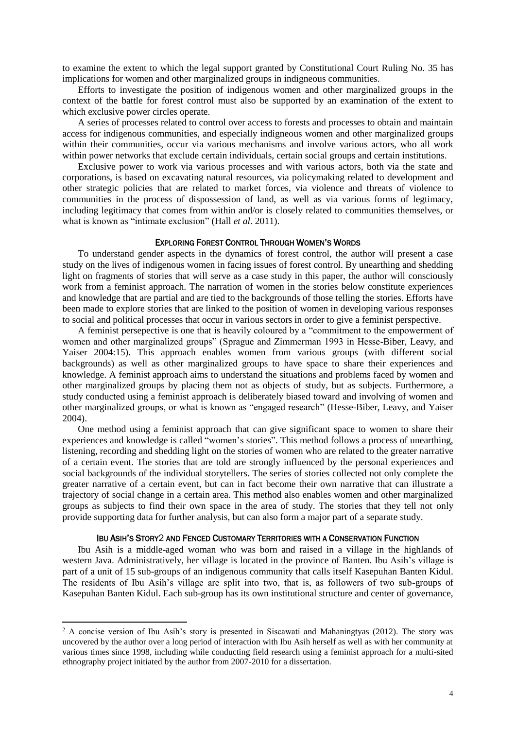to examine the extent to which the legal support granted by Constitutional Court Ruling No. 35 has implications for women and other marginalized groups in indigneous communities.

Efforts to investigate the position of indigenous women and other marginalized groups in the context of the battle for forest control must also be supported by an examination of the extent to which exclusive power circles operate.

A series of processes related to control over access to forests and processes to obtain and maintain access for indigenous communities, and especially indigneous women and other marginalized groups within their communities, occur via various mechanisms and involve various actors, who all work within power networks that exclude certain individuals, certain social groups and certain institutions.

Exclusive power to work via various processes and with various actors, both via the state and corporations, is based on excavating natural resources, via policymaking related to development and other strategic policies that are related to market forces, via violence and threats of violence to communities in the process of dispossession of land, as well as via various forms of legtimacy, including legitimacy that comes from within and/or is closely related to communities themselves, or what is known as "intimate exclusion" (Hall *et al*. 2011).

## EXPLORING FOREST CONTROL THROUGH WOMEN'S WORDS

To understand gender aspects in the dynamics of forest control, the author will present a case study on the lives of indigenous women in facing issues of forest control. By unearthing and shedding light on fragments of stories that will serve as a case study in this paper, the author will consciously work from a feminist approach. The narration of women in the stories below constitute experiences and knowledge that are partial and are tied to the backgrounds of those telling the stories. Efforts have been made to explore stories that are linked to the position of women in developing various responses to social and political processes that occur in various sectors in order to give a feminist perspective.

A feminist persepective is one that is heavily coloured by a "commitment to the empowerment of women and other marginalized groups" (Sprague and Zimmerman 1993 in Hesse-Biber, Leavy, and Yaiser 2004:15). This approach enables women from various groups (with different social backgrounds) as well as other marginalized groups to have space to share their experiences and knowledge. A feminist approach aims to understand the situations and problems faced by women and other marginalized groups by placing them not as objects of study, but as subjects. Furthermore, a study conducted using a feminist approach is deliberately biased toward and involving of women and other marginalized groups, or what is known as "engaged research" (Hesse-Biber, Leavy, and Yaiser 2004).

One method using a feminist approach that can give significant space to women to share their experiences and knowledge is called "women's stories". This method follows a process of unearthing, listening, recording and shedding light on the stories of women who are related to the greater narrative of a certain event. The stories that are told are strongly influenced by the personal experiences and social backgrounds of the individual storytellers. The series of stories collected not only complete the greater narrative of a certain event, but can in fact become their own narrative that can illustrate a trajectory of social change in a certain area. This method also enables women and other marginalized groups as subjects to find their own space in the area of study. The stories that they tell not only provide supporting data for further analysis, but can also form a major part of a separate study.

## IBU ASIH'S STORY[2] AND FENCED CUSTOMARY TERRITORIES WITH A CONSERVATION FUNCTION

Ibu Asih is a middle-aged woman who was born and raised in a village in the highlands of western Java. Administratively, her village is located in the province of Banten. Ibu Asih's village is part of a unit of 15 sub-groups of an indigenous community that calls itself Kasepuhan Banten Kidul. The residents of Ibu Asih's village are split into two, that is, as followers of two sub-groups of Kasepuhan Banten Kidul. Each sub-group has its own institutional structure and center of governance,

[2] A concise version of Ibu Asih's story is presented in Siscawati and Mahaningtyas (2012). The story was uncovered by the author over a long period of interaction with Ibu Asih herself as well as with her community at various times since 1998, including while conducting field research using a feminist approach for a multi-sited ethnography project initiated by the author from 2007-2010 for a dissertation.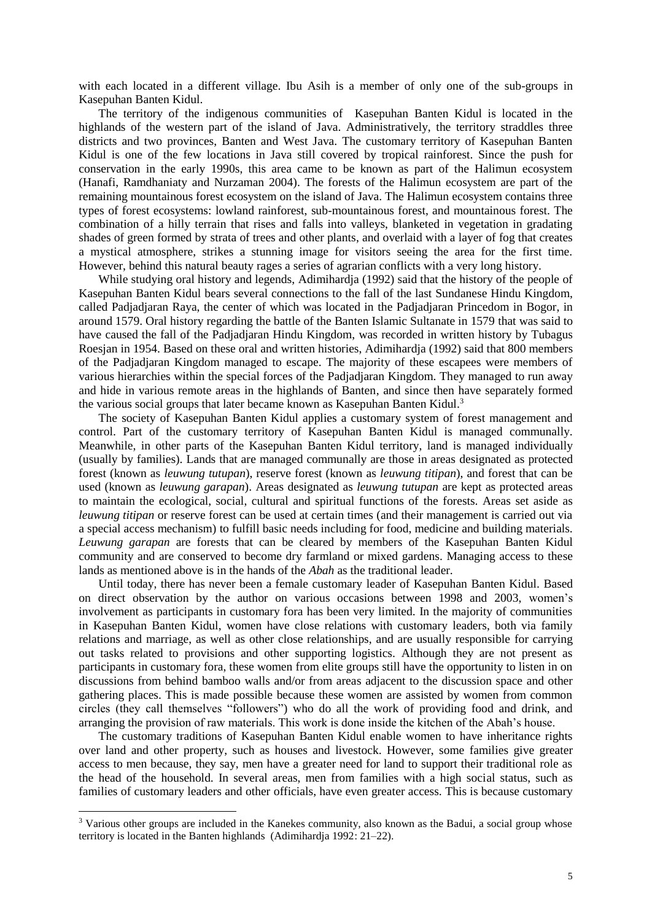with each located in a different village. Ibu Asih is a member of only one of the sub-groups in Kasepuhan Banten Kidul.

The territory of the indigenous communities of Kasepuhan Banten Kidul is located in the highlands of the western part of the island of Java. Administratively, the territory straddles three districts and two provinces, Banten and West Java. The customary territory of Kasepuhan Banten Kidul is one of the few locations in Java still covered by tropical rainforest. Since the push for conservation in the early 1990s, this area came to be known as part of the Halimun ecosystem (Hanafi, Ramdhaniaty and Nurzaman 2004). The forests of the Halimun ecosystem are part of the remaining mountainous forest ecosystem on the island of Java. The Halimun ecosystem contains three types of forest ecosystems: lowland rainforest, sub-mountainous forest, and mountainous forest. The combination of a hilly terrain that rises and falls into valleys, blanketed in vegetation in gradating shades of green formed by strata of trees and other plants, and overlaid with a layer of fog that creates a mystical atmosphere, strikes a stunning image for visitors seeing the area for the first time. However, behind this natural beauty rages a series of agrarian conflicts with a very long history.

While studying oral history and legends, Adimihardja (1992) said that the history of the people of Kasepuhan Banten Kidul bears several connections to the fall of the last Sundanese Hindu Kingdom, called Padjadjaran Raya, the center of which was located in the Padjadjaran Princedom in Bogor, in around 1579. Oral history regarding the battle of the Banten Islamic Sultanate in 1579 that was said to have caused the fall of the Padjadjaran Hindu Kingdom, was recorded in written history by Tubagus Roesjan in 1954. Based on these oral and written histories, Adimihardja (1992) said that 800 members of the Padjadjaran Kingdom managed to escape. The majority of these escapees were members of various hierarchies within the special forces of the Padjadjaran Kingdom. They managed to run away and hide in various remote areas in the highlands of Banten, and since then have separately formed the various social groups that later became known as Kasepuhan Banten Kidul.[3]

The society of Kasepuhan Banten Kidul applies a customary system of forest management and control. Part of the customary territory of Kasepuhan Banten Kidul is managed communally. Meanwhile, in other parts of the Kasepuhan Banten Kidul territory, land is managed individually (usually by families). Lands that are managed communally are those in areas designated as protected forest (known as *leuwung tutupan*), reserve forest (known as *leuwung titipan*), and forest that can be used (known as *leuwung garapan*). Areas designated as *leuwung tutupan* are kept as protected areas to maintain the ecological, social, cultural and spiritual functions of the forests. Areas set aside as *leuwung titipan* or reserve forest can be used at certain times (and their management is carried out via a special access mechanism) to fulfill basic needs including for food, medicine and building materials. *Leuwung garapan* are forests that can be cleared by members of the Kasepuhan Banten Kidul community and are conserved to become dry farmland or mixed gardens. Managing access to these lands as mentioned above is in the hands of the *Abah* as the traditional leader.

Until today, there has never been a female customary leader of Kasepuhan Banten Kidul. Based on direct observation by the author on various occasions between 1998 and 2003, women's involvement as participants in customary fora has been very limited. In the majority of communities in Kasepuhan Banten Kidul, women have close relations with customary leaders, both via family relations and marriage, as well as other close relationships, and are usually responsible for carrying out tasks related to provisions and other supporting logistics. Although they are not present as participants in customary fora, these women from elite groups still have the opportunity to listen in on discussions from behind bamboo walls and/or from areas adjacent to the discussion space and other gathering places. This is made possible because these women are assisted by women from common circles (they call themselves "followers") who do all the work of providing food and drink, and arranging the provision of raw materials. This work is done inside the kitchen of the Abah's house.

The customary traditions of Kasepuhan Banten Kidul enable women to have inheritance rights over land and other property, such as houses and livestock. However, some families give greater access to men because, they say, men have a greater need for land to support their traditional role as the head of the household. In several areas, men from families with a high social status, such as families of customary leaders and other officials, have even greater access. This is because customary

[3] Various other groups are included in the Kanekes community, also known as the Badui, a social group whose territory is located in the Banten highlands (Adimihardja 1992: 21–22).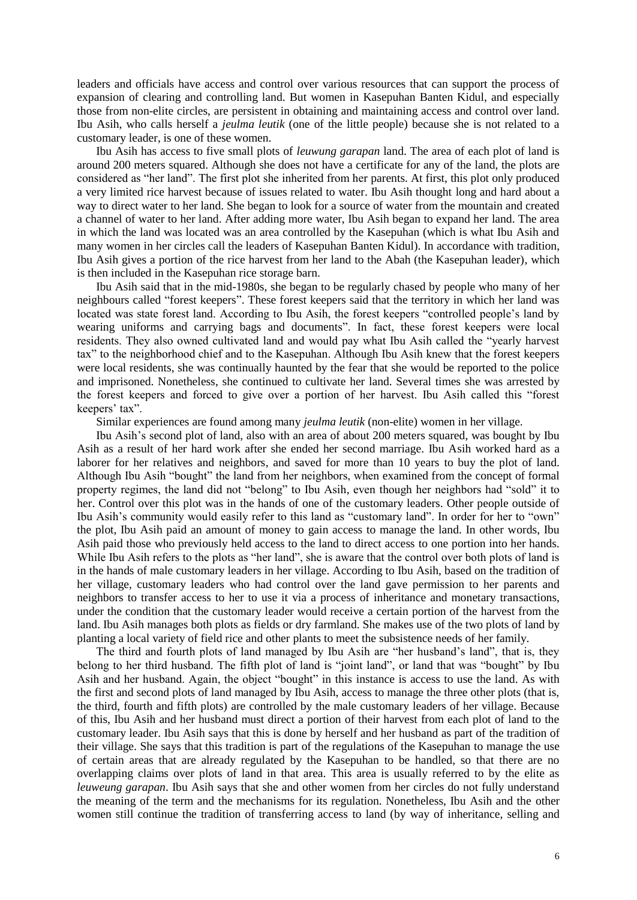leaders and officials have access and control over various resources that can support the process of expansion of clearing and controlling land. But women in Kasepuhan Banten Kidul, and especially those from non-elite circles, are persistent in obtaining and maintaining access and control over land. Ibu Asih, who calls herself a *jeulma leutik* (one of the little people) because she is not related to a customary leader, is one of these women.

Ibu Asih has access to five small plots of *leuwung garapan* land. The area of each plot of land is around 200 meters squared. Although she does not have a certificate for any of the land, the plots are considered as "her land". The first plot she inherited from her parents. At first, this plot only produced a very limited rice harvest because of issues related to water. Ibu Asih thought long and hard about a way to direct water to her land. She began to look for a source of water from the mountain and created a channel of water to her land. After adding more water, Ibu Asih began to expand her land. The area in which the land was located was an area controlled by the Kasepuhan (which is what Ibu Asih and many women in her circles call the leaders of Kasepuhan Banten Kidul). In accordance with tradition, Ibu Asih gives a portion of the rice harvest from her land to the Abah (the Kasepuhan leader), which is then included in the Kasepuhan rice storage barn.

Ibu Asih said that in the mid-1980s, she began to be regularly chased by people who many of her neighbours called "forest keepers". These forest keepers said that the territory in which her land was located was state forest land. According to Ibu Asih, the forest keepers "controlled people's land by wearing uniforms and carrying bags and documents". In fact, these forest keepers were local residents. They also owned cultivated land and would pay what Ibu Asih called the "yearly harvest tax" to the neighborhood chief and to the Kasepuhan. Although Ibu Asih knew that the forest keepers were local residents, she was continually haunted by the fear that she would be reported to the police and imprisoned. Nonetheless, she continued to cultivate her land. Several times she was arrested by the forest keepers and forced to give over a portion of her harvest. Ibu Asih called this "forest keepers' tax".

Similar experiences are found among many *jeulma leutik* (non-elite) women in her village.

Ibu Asih's second plot of land, also with an area of about 200 meters squared, was bought by Ibu Asih as a result of her hard work after she ended her second marriage. Ibu Asih worked hard as a laborer for her relatives and neighbors, and saved for more than 10 years to buy the plot of land. Although Ibu Asih "bought" the land from her neighbors, when examined from the concept of formal property regimes, the land did not "belong" to Ibu Asih, even though her neighbors had "sold" it to her. Control over this plot was in the hands of one of the customary leaders. Other people outside of Ibu Asih's community would easily refer to this land as "customary land". In order for her to "own" the plot, Ibu Asih paid an amount of money to gain access to manage the land. In other words, Ibu Asih paid those who previously held access to the land to direct access to one portion into her hands. While Ibu Asih refers to the plots as "her land", she is aware that the control over both plots of land is in the hands of male customary leaders in her village. According to Ibu Asih, based on the tradition of her village, customary leaders who had control over the land gave permission to her parents and neighbors to transfer access to her to use it via a process of inheritance and monetary transactions, under the condition that the customary leader would receive a certain portion of the harvest from the land. Ibu Asih manages both plots as fields or dry farmland. She makes use of the two plots of land by planting a local variety of field rice and other plants to meet the subsistence needs of her family.

The third and fourth plots of land managed by Ibu Asih are "her husband's land", that is, they belong to her third husband. The fifth plot of land is "joint land", or land that was "bought" by Ibu Asih and her husband. Again, the object "bought" in this instance is access to use the land. As with the first and second plots of land managed by Ibu Asih, access to manage the three other plots (that is, the third, fourth and fifth plots) are controlled by the male customary leaders of her village. Because of this, Ibu Asih and her husband must direct a portion of their harvest from each plot of land to the customary leader. Ibu Asih says that this is done by herself and her husband as part of the tradition of their village. She says that this tradition is part of the regulations of the Kasepuhan to manage the use of certain areas that are already regulated by the Kasepuhan to be handled, so that there are no overlapping claims over plots of land in that area. This area is usually referred to by the elite as *leuweung garapan*. Ibu Asih says that she and other women from her circles do not fully understand the meaning of the term and the mechanisms for its regulation. Nonetheless, Ibu Asih and the other women still continue the tradition of transferring access to land (by way of inheritance, selling and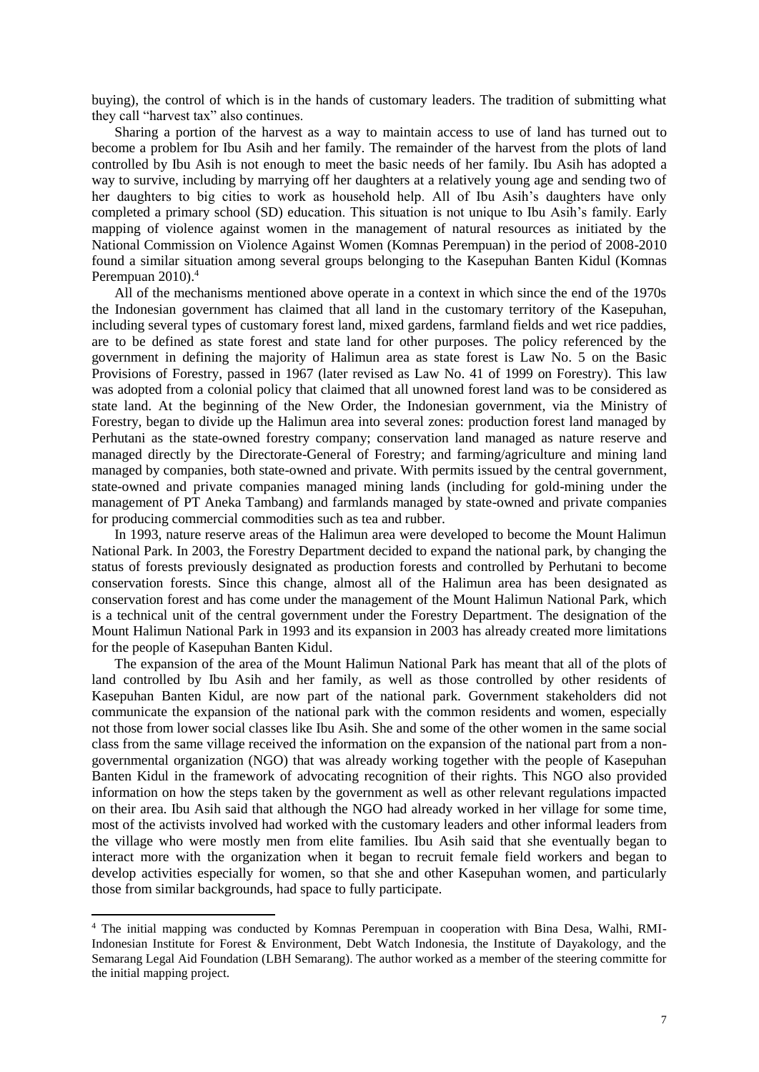buying), the control of which is in the hands of customary leaders. The tradition of submitting what they call "harvest tax" also continues.

Sharing a portion of the harvest as a way to maintain access to use of land has turned out to become a problem for Ibu Asih and her family. The remainder of the harvest from the plots of land controlled by Ibu Asih is not enough to meet the basic needs of her family. Ibu Asih has adopted a way to survive, including by marrying off her daughters at a relatively young age and sending two of her daughters to big cities to work as household help. All of Ibu Asih's daughters have only completed a primary school (SD) education. This situation is not unique to Ibu Asih's family. Early mapping of violence against women in the management of natural resources as initiated by the National Commission on Violence Against Women (Komnas Perempuan) in the period of 2008-2010 found a similar situation among several groups belonging to the Kasepuhan Banten Kidul (Komnas Perempuan 2010).[4]

All of the mechanisms mentioned above operate in a context in which since the end of the 1970s the Indonesian government has claimed that all land in the customary territory of the Kasepuhan, including several types of customary forest land, mixed gardens, farmland fields and wet rice paddies, are to be defined as state forest and state land for other purposes. The policy referenced by the government in defining the majority of Halimun area as state forest is Law No. 5 on the Basic Provisions of Forestry, passed in 1967 (later revised as Law No. 41 of 1999 on Forestry). This law was adopted from a colonial policy that claimed that all unowned forest land was to be considered as state land. At the beginning of the New Order, the Indonesian government, via the Ministry of Forestry, began to divide up the Halimun area into several zones: production forest land managed by Perhutani as the state-owned forestry company; conservation land managed as nature reserve and managed directly by the Directorate-General of Forestry; and farming/agriculture and mining land managed by companies, both state-owned and private. With permits issued by the central government, state-owned and private companies managed mining lands (including for gold-mining under the management of PT Aneka Tambang) and farmlands managed by state-owned and private companies for producing commercial commodities such as tea and rubber.

In 1993, nature reserve areas of the Halimun area were developed to become the Mount Halimun National Park. In 2003, the Forestry Department decided to expand the national park, by changing the status of forests previously designated as production forests and controlled by Perhutani to become conservation forests. Since this change, almost all of the Halimun area has been designated as conservation forest and has come under the management of the Mount Halimun National Park, which is a technical unit of the central government under the Forestry Department. The designation of the Mount Halimun National Park in 1993 and its expansion in 2003 has already created more limitations for the people of Kasepuhan Banten Kidul.

The expansion of the area of the Mount Halimun National Park has meant that all of the plots of land controlled by Ibu Asih and her family, as well as those controlled by other residents of Kasepuhan Banten Kidul, are now part of the national park. Government stakeholders did not communicate the expansion of the national park with the common residents and women, especially not those from lower social classes like Ibu Asih. She and some of the other women in the same social class from the same village received the information on the expansion of the national part from a non-governmental organization (NGO) that was already working together with the people of Kasepuhan Banten Kidul in the framework of advocating recognition of their rights. This NGO also provided information on how the steps taken by the government as well as other relevant regulations impacted on their area. Ibu Asih said that although the NGO had already worked in her village for some time, most of the activists involved had worked with the customary leaders and other informal leaders from the village who were mostly men from elite families. Ibu Asih said that she eventually began to interact more with the organization when it began to recruit female field workers and began to develop activities especially for women, so that she and other Kasepuhan women, and particularly those from similar backgrounds, had space to fully participate.

---

[4] The initial mapping was conducted by Komnas Perempuan in cooperation with Bina Desa, Walhi, RMI-Indonesian Institute for Forest & Environment, Debt Watch Indonesia, the Institute of Dayakology, and the Semarang Legal Aid Foundation (LBH Semarang). The author worked as a member of the steering committe for the initial mapping project.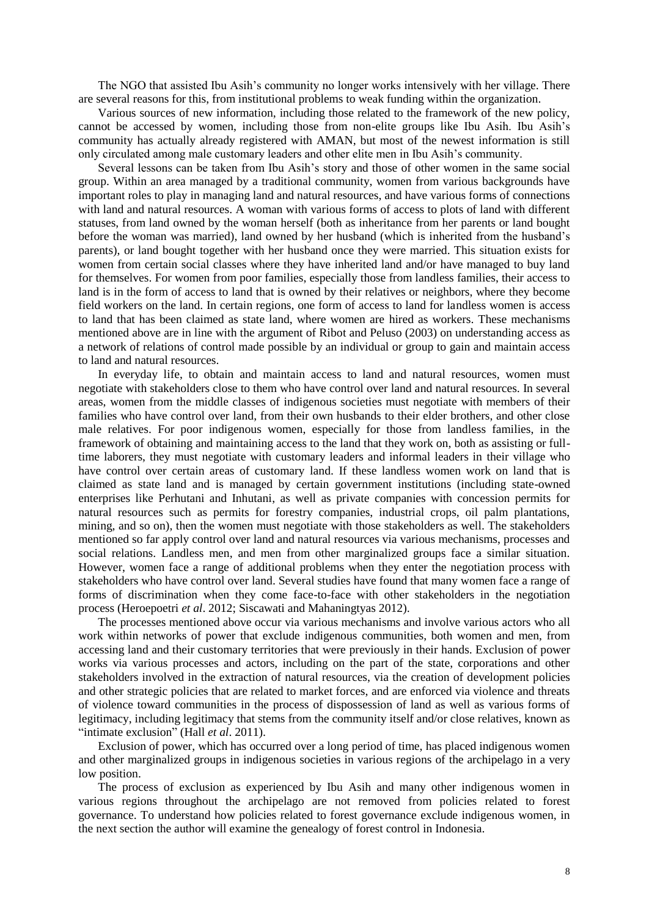The NGO that assisted Ibu Asih's community no longer works intensively with her village. There are several reasons for this, from institutional problems to weak funding within the organization.

Various sources of new information, including those related to the framework of the new policy, cannot be accessed by women, including those from non-elite groups like Ibu Asih. Ibu Asih's community has actually already registered with AMAN, but most of the newest information is still only circulated among male customary leaders and other elite men in Ibu Asih's community.

Several lessons can be taken from Ibu Asih's story and those of other women in the same social group. Within an area managed by a traditional community, women from various backgrounds have important roles to play in managing land and natural resources, and have various forms of connections with land and natural resources. A woman with various forms of access to plots of land with different statuses, from land owned by the woman herself (both as inheritance from her parents or land bought before the woman was married), land owned by her husband (which is inherited from the husband's parents), or land bought together with her husband once they were married. This situation exists for women from certain social classes where they have inherited land and/or have managed to buy land for themselves. For women from poor families, especially those from landless families, their access to land is in the form of access to land that is owned by their relatives or neighbors, where they become field workers on the land. In certain regions, one form of access to land for landless women is access to land that has been claimed as state land, where women are hired as workers. These mechanisms mentioned above are in line with the argument of Ribot and Peluso (2003) on understanding access as a network of relations of control made possible by an individual or group to gain and maintain access to land and natural resources.

In everyday life, to obtain and maintain access to land and natural resources, women must negotiate with stakeholders close to them who have control over land and natural resources. In several areas, women from the middle classes of indigenous societies must negotiate with members of their families who have control over land, from their own husbands to their elder brothers, and other close male relatives. For poor indigenous women, especially for those from landless families, in the framework of obtaining and maintaining access to the land that they work on, both as assisting or full-time laborers, they must negotiate with customary leaders and informal leaders in their village who have control over certain areas of customary land. If these landless women work on land that is claimed as state land and is managed by certain government institutions (including state-owned enterprises like Perhutani and Inhutani, as well as private companies with concession permits for natural resources such as permits for forestry companies, industrial crops, oil palm plantations, mining, and so on), then the women must negotiate with those stakeholders as well. The stakeholders mentioned so far apply control over land and natural resources via various mechanisms, processes and social relations. Landless men, and men from other marginalized groups face a similar situation. However, women face a range of additional problems when they enter the negotiation process with stakeholders who have control over land. Several studies have found that many women face a range of forms of discrimination when they come face-to-face with other stakeholders in the negotiation process (Heroepoetri *et al*. 2012; Siscawati and Mahaningtyas 2012).

The processes mentioned above occur via various mechanisms and involve various actors who all work within networks of power that exclude indigenous communities, both women and men, from accessing land and their customary territories that were previously in their hands. Exclusion of power works via various processes and actors, including on the part of the state, corporations and other stakeholders involved in the extraction of natural resources, via the creation of development policies and other strategic policies that are related to market forces, and are enforced via violence and threats of violence toward communities in the process of dispossession of land as well as various forms of legitimacy, including legitimacy that stems from the community itself and/or close relatives, known as "intimate exclusion" (Hall *et al*. 2011).

Exclusion of power, which has occurred over a long period of time, has placed indigenous women and other marginalized groups in indigenous societies in various regions of the archipelago in a very low position.

The process of exclusion as experienced by Ibu Asih and many other indigenous women in various regions throughout the archipelago are not removed from policies related to forest governance. To understand how policies related to forest governance exclude indigenous women, in the next section the author will examine the genealogy of forest control in Indonesia.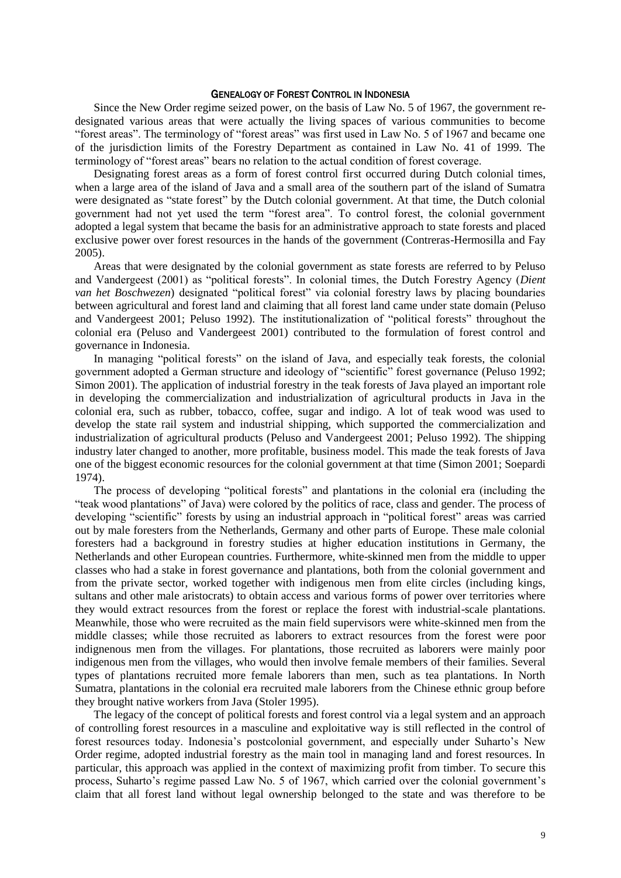## GENEALOGY OF FOREST CONTROL IN INDONESIA

Since the New Order regime seized power, on the basis of Law No. 5 of 1967, the government re-designated various areas that were actually the living spaces of various communities to become "forest areas". The terminology of "forest areas" was first used in Law No. 5 of 1967 and became one of the jurisdiction limits of the Forestry Department as contained in Law No. 41 of 1999. The terminology of "forest areas" bears no relation to the actual condition of forest coverage.

Designating forest areas as a form of forest control first occurred during Dutch colonial times, when a large area of the island of Java and a small area of the southern part of the island of Sumatra were designated as "state forest" by the Dutch colonial government. At that time, the Dutch colonial government had not yet used the term "forest area". To control forest, the colonial government adopted a legal system that became the basis for an administrative approach to state forests and placed exclusive power over forest resources in the hands of the government (Contreras-Hermosilla and Fay 2005).

Areas that were designated by the colonial government as state forests are referred to by Peluso and Vandergeest (2001) as "political forests". In colonial times, the Dutch Forestry Agency (*Dient van het Boschwezen*) designated "political forest" via colonial forestry laws by placing boundaries between agricultural and forest land and claiming that all forest land came under state domain (Peluso and Vandergeest 2001; Peluso 1992). The institutionalization of "political forests" throughout the colonial era (Peluso and Vandergeest 2001) contributed to the formulation of forest control and governance in Indonesia.

In managing "political forests" on the island of Java, and especially teak forests, the colonial government adopted a German structure and ideology of "scientific" forest governance (Peluso 1992; Simon 2001). The application of industrial forestry in the teak forests of Java played an important role in developing the commercialization and industrialization of agricultural products in Java in the colonial era, such as rubber, tobacco, coffee, sugar and indigo. A lot of teak wood was used to develop the state rail system and industrial shipping, which supported the commercialization and industrialization of agricultural products (Peluso and Vandergeest 2001; Peluso 1992). The shipping industry later changed to another, more profitable, business model. This made the teak forests of Java one of the biggest economic resources for the colonial government at that time (Simon 2001; Soepardi 1974).

The process of developing "political forests" and plantations in the colonial era (including the "teak wood plantations" of Java) were colored by the politics of race, class and gender. The process of developing "scientific" forests by using an industrial approach in "political forest" areas was carried out by male foresters from the Netherlands, Germany and other parts of Europe. These male colonial foresters had a background in forestry studies at higher education institutions in Germany, the Netherlands and other European countries. Furthermore, white-skinned men from the middle to upper classes who had a stake in forest governance and plantations, both from the colonial government and from the private sector, worked together with indigenous men from elite circles (including kings, sultans and other male aristocrats) to obtain access and various forms of power over territories where they would extract resources from the forest or replace the forest with industrial-scale plantations. Meanwhile, those who were recruited as the main field supervisors were white-skinned men from the middle classes; while those recruited as laborers to extract resources from the forest were poor indignenous men from the villages. For plantations, those recruited as laborers were mainly poor indigenous men from the villages, who would then involve female members of their families. Several types of plantations recruited more female laborers than men, such as tea plantations. In North Sumatra, plantations in the colonial era recruited male laborers from the Chinese ethnic group before they brought native workers from Java (Stoler 1995).

The legacy of the concept of political forests and forest control via a legal system and an approach of controlling forest resources in a masculine and exploitative way is still reflected in the control of forest resources today. Indonesia's postcolonial government, and especially under Suharto's New Order regime, adopted industrial forestry as the main tool in managing land and forest resources. In particular, this approach was applied in the context of maximizing profit from timber. To secure this process, Suharto's regime passed Law No. 5 of 1967, which carried over the colonial government's claim that all forest land without legal ownership belonged to the state and was therefore to be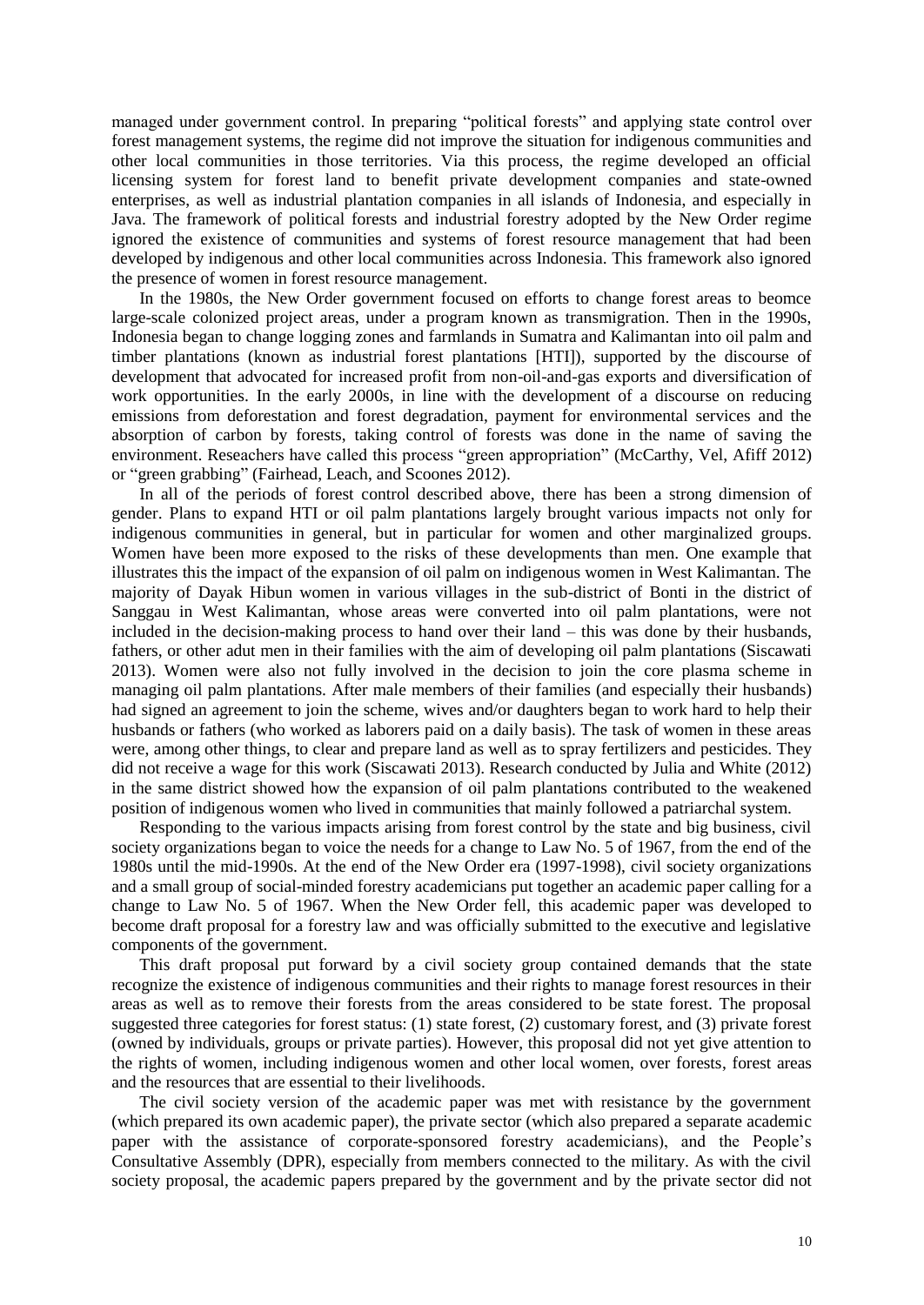managed under government control. In preparing "political forests" and applying state control over forest management systems, the regime did not improve the situation for indigenous communities and other local communities in those territories. Via this process, the regime developed an official licensing system for forest land to benefit private development companies and state-owned enterprises, as well as industrial plantation companies in all islands of Indonesia, and especially in Java. The framework of political forests and industrial forestry adopted by the New Order regime ignored the existence of communities and systems of forest resource management that had been developed by indigenous and other local communities across Indonesia. This framework also ignored the presence of women in forest resource management.

In the 1980s, the New Order government focused on efforts to change forest areas to beomce large-scale colonized project areas, under a program known as transmigration. Then in the 1990s, Indonesia began to change logging zones and farmlands in Sumatra and Kalimantan into oil palm and timber plantations (known as industrial forest plantations [HTI]), supported by the discourse of development that advocated for increased profit from non-oil-and-gas exports and diversification of work opportunities. In the early 2000s, in line with the development of a discourse on reducing emissions from deforestation and forest degradation, payment for environmental services and the absorption of carbon by forests, taking control of forests was done in the name of saving the environment. Reseachers have called this process "green appropriation" (McCarthy, Vel, Afiff 2012) or "green grabbing" (Fairhead, Leach, and Scoones 2012).

In all of the periods of forest control described above, there has been a strong dimension of gender. Plans to expand HTI or oil palm plantations largely brought various impacts not only for indigenous communities in general, but in particular for women and other marginalized groups. Women have been more exposed to the risks of these developments than men. One example that illustrates this the impact of the expansion of oil palm on indigenous women in West Kalimantan. The majority of Dayak Hibun women in various villages in the sub-district of Bonti in the district of Sanggau in West Kalimantan, whose areas were converted into oil palm plantations, were not included in the decision-making process to hand over their land – this was done by their husbands, fathers, or other adut men in their families with the aim of developing oil palm plantations (Siscawati 2013). Women were also not fully involved in the decision to join the core plasma scheme in managing oil palm plantations. After male members of their families (and especially their husbands) had signed an agreement to join the scheme, wives and/or daughters began to work hard to help their husbands or fathers (who worked as laborers paid on a daily basis). The task of women in these areas were, among other things, to clear and prepare land as well as to spray fertilizers and pesticides. They did not receive a wage for this work (Siscawati 2013). Research conducted by Julia and White (2012) in the same district showed how the expansion of oil palm plantations contributed to the weakened position of indigenous women who lived in communities that mainly followed a patriarchal system.

Responding to the various impacts arising from forest control by the state and big business, civil society organizations began to voice the needs for a change to Law No. 5 of 1967, from the end of the 1980s until the mid-1990s. At the end of the New Order era (1997-1998), civil society organizations and a small group of social-minded forestry academicians put together an academic paper calling for a change to Law No. 5 of 1967. When the New Order fell, this academic paper was developed to become draft proposal for a forestry law and was officially submitted to the executive and legislative components of the government.

This draft proposal put forward by a civil society group contained demands that the state recognize the existence of indigenous communities and their rights to manage forest resources in their areas as well as to remove their forests from the areas considered to be state forest. The proposal suggested three categories for forest status: (1) state forest, (2) customary forest, and (3) private forest (owned by individuals, groups or private parties). However, this proposal did not yet give attention to the rights of women, including indigenous women and other local women, over forests, forest areas and the resources that are essential to their livelihoods.

The civil society version of the academic paper was met with resistance by the government (which prepared its own academic paper), the private sector (which also prepared a separate academic paper with the assistance of corporate-sponsored forestry academicians), and the People's Consultative Assembly (DPR), especially from members connected to the military. As with the civil society proposal, the academic papers prepared by the government and by the private sector did not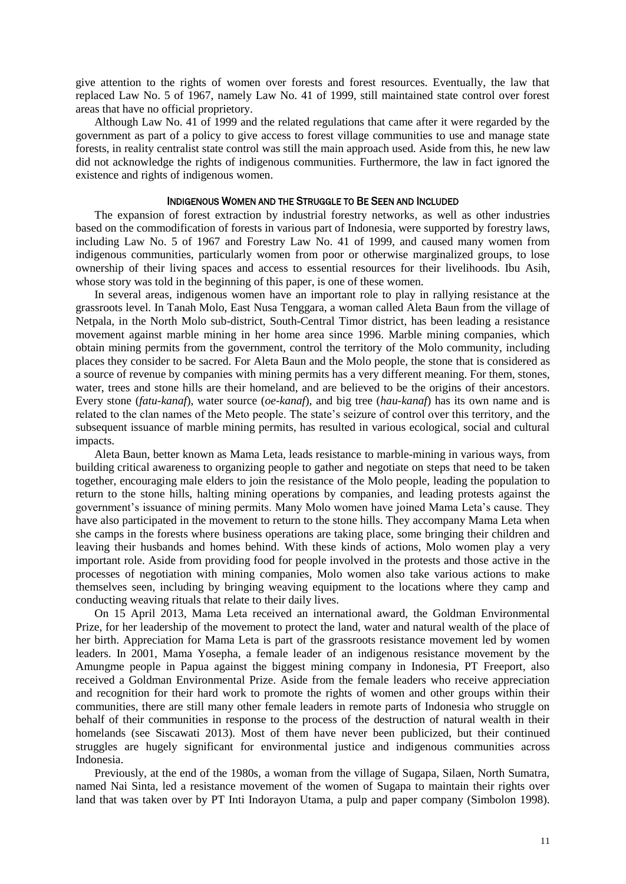give attention to the rights of women over forests and forest resources. Eventually, the law that replaced Law No. 5 of 1967, namely Law No. 41 of 1999, still maintained state control over forest areas that have no official proprietory.

Although Law No. 41 of 1999 and the related regulations that came after it were regarded by the government as part of a policy to give access to forest village communities to use and manage state forests, in reality centralist state control was still the main approach used. Aside from this, he new law did not acknowledge the rights of indigenous communities. Furthermore, the law in fact ignored the existence and rights of indigenous women.

## Indigenous Women and the Struggle to Be Seen and Included

The expansion of forest extraction by industrial forestry networks, as well as other industries based on the commodification of forests in various part of Indonesia, were supported by forestry laws, including Law No. 5 of 1967 and Forestry Law No. 41 of 1999, and caused many women from indigenous communities, particularly women from poor or otherwise marginalized groups, to lose ownership of their living spaces and access to essential resources for their livelihoods. Ibu Asih, whose story was told in the beginning of this paper, is one of these women.

In several areas, indigenous women have an important role to play in rallying resistance at the grassroots level. In Tanah Molo, East Nusa Tenggara, a woman called Aleta Baun from the village of Netpala, in the North Molo sub-district, South-Central Timor district, has been leading a resistance movement against marble mining in her home area since 1996. Marble mining companies, which obtain mining permits from the government, control the territory of the Molo community, including places they consider to be sacred. For Aleta Baun and the Molo people, the stone that is considered as a source of revenue by companies with mining permits has a very different meaning. For them, stones, water, trees and stone hills are their homeland, and are believed to be the origins of their ancestors. Every stone (*fatu-kanaf*), water source (*oe-kanaf*), and big tree (*hau-kanaf*) has its own name and is related to the clan names of the Meto people. The state's seizure of control over this territory, and the subsequent issuance of marble mining permits, has resulted in various ecological, social and cultural impacts.

Aleta Baun, better known as Mama Leta, leads resistance to marble-mining in various ways, from building critical awareness to organizing people to gather and negotiate on steps that need to be taken together, encouraging male elders to join the resistance of the Molo people, leading the population to return to the stone hills, halting mining operations by companies, and leading protests against the government's issuance of mining permits. Many Molo women have joined Mama Leta's cause. They have also participated in the movement to return to the stone hills. They accompany Mama Leta when she camps in the forests where business operations are taking place, some bringing their children and leaving their husbands and homes behind. With these kinds of actions, Molo women play a very important role. Aside from providing food for people involved in the protests and those active in the processes of negotiation with mining companies, Molo women also take various actions to make themselves seen, including by bringing weaving equipment to the locations where they camp and conducting weaving rituals that relate to their daily lives.

On 15 April 2013, Mama Leta received an international award, the Goldman Environmental Prize, for her leadership of the movement to protect the land, water and natural wealth of the place of her birth. Appreciation for Mama Leta is part of the grassroots resistance movement led by women leaders. In 2001, Mama Yosepha, a female leader of an indigenous resistance movement by the Amungme people in Papua against the biggest mining company in Indonesia, PT Freeport, also received a Goldman Environmental Prize. Aside from the female leaders who receive appreciation and recognition for their hard work to promote the rights of women and other groups within their communities, there are still many other female leaders in remote parts of Indonesia who struggle on behalf of their communities in response to the process of the destruction of natural wealth in their homelands (see Siscawati 2013). Most of them have never been publicized, but their continued struggles are hugely significant for environmental justice and indigenous communities across Indonesia.

Previously, at the end of the 1980s, a woman from the village of Sugapa, Silaen, North Sumatra, named Nai Sinta, led a resistance movement of the women of Sugapa to maintain their rights over land that was taken over by PT Inti Indorayon Utama, a pulp and paper company (Simbolon 1998).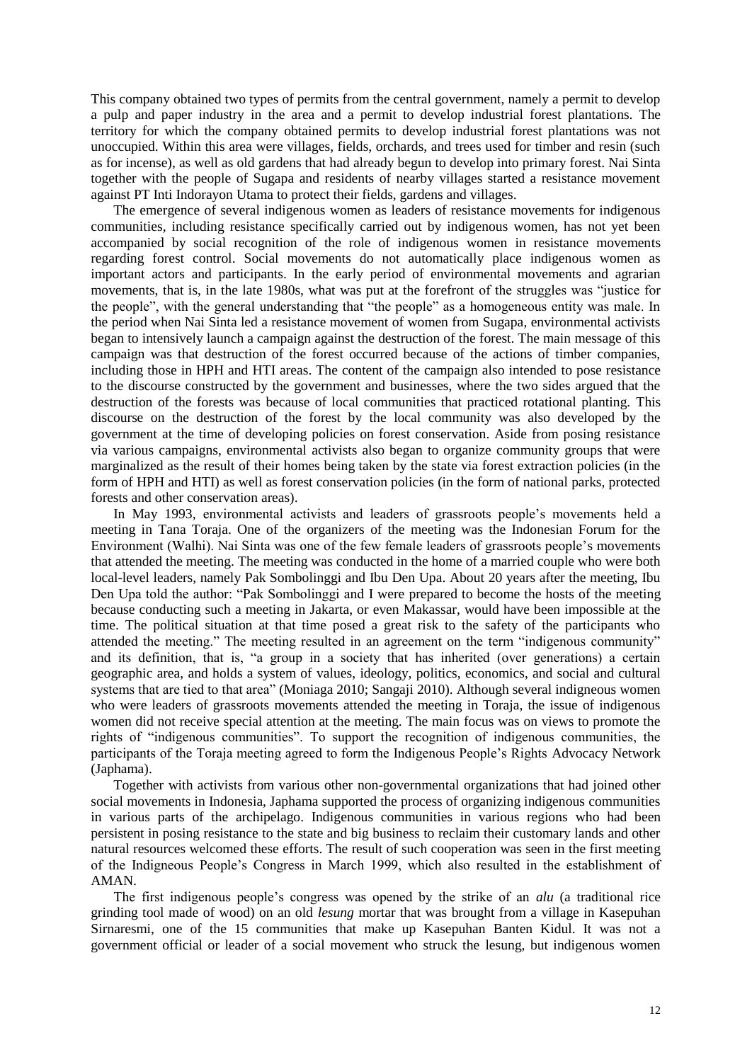This company obtained two types of permits from the central government, namely a permit to develop a pulp and paper industry in the area and a permit to develop industrial forest plantations. The territory for which the company obtained permits to develop industrial forest plantations was not unoccupied. Within this area were villages, fields, orchards, and trees used for timber and resin (such as for incense), as well as old gardens that had already begun to develop into primary forest. Nai Sinta together with the people of Sugapa and residents of nearby villages started a resistance movement against PT Inti Indorayon Utama to protect their fields, gardens and villages.

The emergence of several indigenous women as leaders of resistance movements for indigenous communities, including resistance specifically carried out by indigenous women, has not yet been accompanied by social recognition of the role of indigenous women in resistance movements regarding forest control. Social movements do not automatically place indigenous women as important actors and participants. In the early period of environmental movements and agrarian movements, that is, in the late 1980s, what was put at the forefront of the struggles was "justice for the people", with the general understanding that "the people" as a homogeneous entity was male. In the period when Nai Sinta led a resistance movement of women from Sugapa, environmental activists began to intensively launch a campaign against the destruction of the forest. The main message of this campaign was that destruction of the forest occurred because of the actions of timber companies, including those in HPH and HTI areas. The content of the campaign also intended to pose resistance to the discourse constructed by the government and businesses, where the two sides argued that the destruction of the forests was because of local communities that practiced rotational planting. This discourse on the destruction of the forest by the local community was also developed by the government at the time of developing policies on forest conservation. Aside from posing resistance via various campaigns, environmental activists also began to organize community groups that were marginalized as the result of their homes being taken by the state via forest extraction policies (in the form of HPH and HTI) as well as forest conservation policies (in the form of national parks, protected forests and other conservation areas).

In May 1993, environmental activists and leaders of grassroots people's movements held a meeting in Tana Toraja. One of the organizers of the meeting was the Indonesian Forum for the Environment (Walhi). Nai Sinta was one of the few female leaders of grassroots people's movements that attended the meeting. The meeting was conducted in the home of a married couple who were both local-level leaders, namely Pak Sombolinggi and Ibu Den Upa. About 20 years after the meeting, Ibu Den Upa told the author: "Pak Sombolinggi and I were prepared to become the hosts of the meeting because conducting such a meeting in Jakarta, or even Makassar, would have been impossible at the time. The political situation at that time posed a great risk to the safety of the participants who attended the meeting." The meeting resulted in an agreement on the term "indigenous community" and its definition, that is, "a group in a society that has inherited (over generations) a certain geographic area, and holds a system of values, ideology, politics, economics, and social and cultural systems that are tied to that area" (Moniaga 2010; Sangaji 2010). Although several indigneous women who were leaders of grassroots movements attended the meeting in Toraja, the issue of indigenous women did not receive special attention at the meeting. The main focus was on views to promote the rights of "indigenous communities". To support the recognition of indigenous communities, the participants of the Toraja meeting agreed to form the Indigenous People's Rights Advocacy Network (Japhama).

Together with activists from various other non-governmental organizations that had joined other social movements in Indonesia, Japhama supported the process of organizing indigenous communities in various parts of the archipelago. Indigenous communities in various regions who had been persistent in posing resistance to the state and big business to reclaim their customary lands and other natural resources welcomed these efforts. The result of such cooperation was seen in the first meeting of the Indigneous People's Congress in March 1999, which also resulted in the establishment of AMAN.

The first indigenous people's congress was opened by the strike of an *alu* (a traditional rice grinding tool made of wood) on an old *lesung* mortar that was brought from a village in Kasepuhan Sirnaresmi, one of the 15 communities that make up Kasepuhan Banten Kidul. It was not a government official or leader of a social movement who struck the lesung, but indigenous women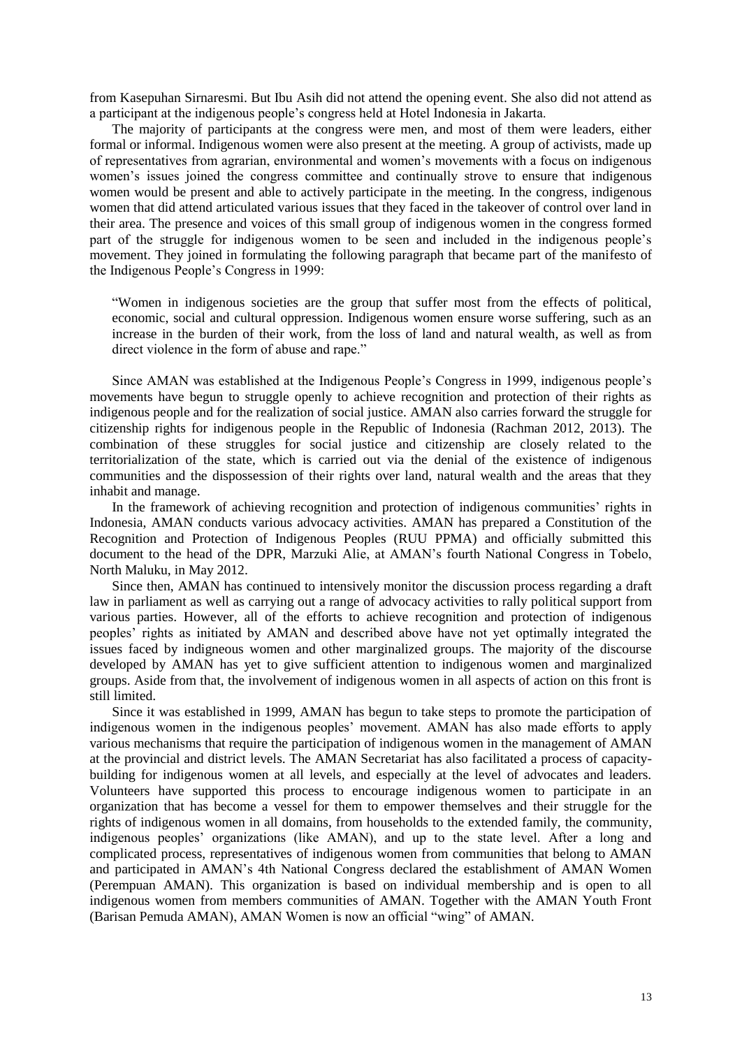from Kasepuhan Sirnaresmi. But Ibu Asih did not attend the opening event. She also did not attend as a participant at the indigenous people's congress held at Hotel Indonesia in Jakarta.

The majority of participants at the congress were men, and most of them were leaders, either formal or informal. Indigenous women were also present at the meeting. A group of activists, made up of representatives from agrarian, environmental and women's movements with a focus on indigenous women's issues joined the congress committee and continually strove to ensure that indigenous women would be present and able to actively participate in the meeting. In the congress, indigenous women that did attend articulated various issues that they faced in the takeover of control over land in their area. The presence and voices of this small group of indigenous women in the congress formed part of the struggle for indigenous women to be seen and included in the indigenous people's movement. They joined in formulating the following paragraph that became part of the manifesto of the Indigenous People's Congress in 1999:

> "Women in indigenous societies are the group that suffer most from the effects of political, economic, social and cultural oppression. Indigenous women ensure worse suffering, such as an increase in the burden of their work, from the loss of land and natural wealth, as well as from direct violence in the form of abuse and rape."

Since AMAN was established at the Indigenous People's Congress in 1999, indigenous people's movements have begun to struggle openly to achieve recognition and protection of their rights as indigenous people and for the realization of social justice. AMAN also carries forward the struggle for citizenship rights for indigenous people in the Republic of Indonesia (Rachman 2012, 2013). The combination of these struggles for social justice and citizenship are closely related to the territorialization of the state, which is carried out via the denial of the existence of indigenous communities and the dispossession of their rights over land, natural wealth and the areas that they inhabit and manage.

In the framework of achieving recognition and protection of indigenous communities' rights in Indonesia, AMAN conducts various advocacy activities. AMAN has prepared a Constitution of the Recognition and Protection of Indigenous Peoples (RUU PPMA) and officially submitted this document to the head of the DPR, Marzuki Alie, at AMAN's fourth National Congress in Tobelo, North Maluku, in May 2012.

Since then, AMAN has continued to intensively monitor the discussion process regarding a draft law in parliament as well as carrying out a range of advocacy activities to rally political support from various parties. However, all of the efforts to achieve recognition and protection of indigenous peoples' rights as initiated by AMAN and described above have not yet optimally integrated the issues faced by indigneous women and other marginalized groups. The majority of the discourse developed by AMAN has yet to give sufficient attention to indigenous women and marginalized groups. Aside from that, the involvement of indigenous women in all aspects of action on this front is still limited.

Since it was established in 1999, AMAN has begun to take steps to promote the participation of indigenous women in the indigenous peoples' movement. AMAN has also made efforts to apply various mechanisms that require the participation of indigenous women in the management of AMAN at the provincial and district levels. The AMAN Secretariat has also facilitated a process of capacity-building for indigenous women at all levels, and especially at the level of advocates and leaders. Volunteers have supported this process to encourage indigenous women to participate in an organization that has become a vessel for them to empower themselves and their struggle for the rights of indigenous women in all domains, from households to the extended family, the community, indigenous peoples' organizations (like AMAN), and up to the state level. After a long and complicated process, representatives of indigenous women from communities that belong to AMAN and participated in AMAN's 4th National Congress declared the establishment of AMAN Women (Perempuan AMAN). This organization is based on individual membership and is open to all indigenous women from members communities of AMAN. Together with the AMAN Youth Front (Barisan Pemuda AMAN), AMAN Women is now an official "wing" of AMAN.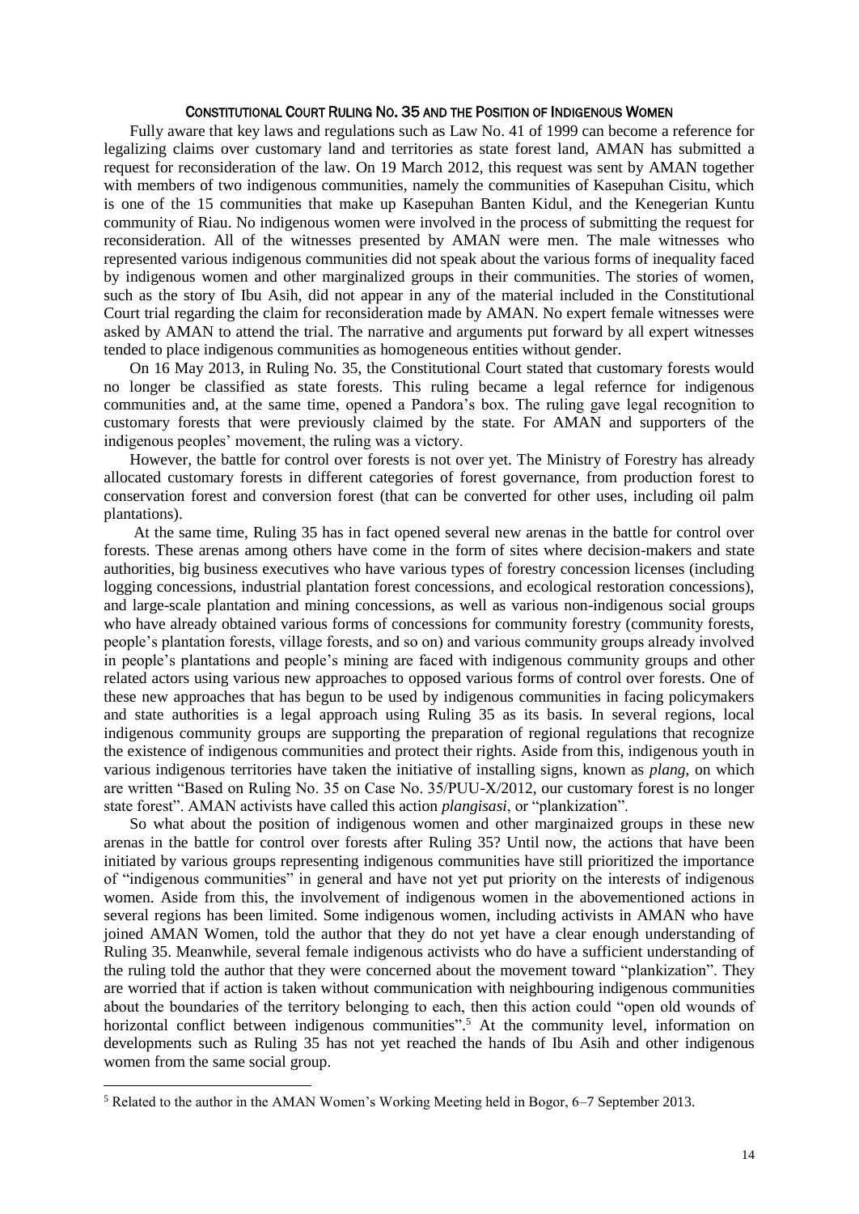## CONSTITUTIONAL COURT RULING NO. 35 AND THE POSITION OF INDIGENOUS WOMEN

Fully aware that key laws and regulations such as Law No. 41 of 1999 can become a reference for legalizing claims over customary land and territories as state forest land, AMAN has submitted a request for reconsideration of the law. On 19 March 2012, this request was sent by AMAN together with members of two indigenous communities, namely the communities of Kasepuhan Cisitu, which is one of the 15 communities that make up Kasepuhan Banten Kidul, and the Kenegerian Kuntu community of Riau. No indigenous women were involved in the process of submitting the request for reconsideration. All of the witnesses presented by AMAN were men. The male witnesses who represented various indigenous communities did not speak about the various forms of inequality faced by indigenous women and other marginalized groups in their communities. The stories of women, such as the story of Ibu Asih, did not appear in any of the material included in the Constitutional Court trial regarding the claim for reconsideration made by AMAN. No expert female witnesses were asked by AMAN to attend the trial. The narrative and arguments put forward by all expert witnesses tended to place indigenous communities as homogeneous entities without gender.

On 16 May 2013, in Ruling No. 35, the Constitutional Court stated that customary forests would no longer be classified as state forests. This ruling became a legal refernce for indigenous communities and, at the same time, opened a Pandora's box. The ruling gave legal recognition to customary forests that were previously claimed by the state. For AMAN and supporters of the indigenous peoples' movement, the ruling was a victory.

However, the battle for control over forests is not over yet. The Ministry of Forestry has already allocated customary forests in different categories of forest governance, from production forest to conservation forest and conversion forest (that can be converted for other uses, including oil palm plantations).

At the same time, Ruling 35 has in fact opened several new arenas in the battle for control over forests. These arenas among others have come in the form of sites where decision-makers and state authorities, big business executives who have various types of forestry concession licenses (including logging concessions, industrial plantation forest concessions, and ecological restoration concessions), and large-scale plantation and mining concessions, as well as various non-indigenous social groups who have already obtained various forms of concessions for community forestry (community forests, people's plantation forests, village forests, and so on) and various community groups already involved in people's plantations and people's mining are faced with indigenous community groups and other related actors using various new approaches to opposed various forms of control over forests. One of these new approaches that has begun to be used by indigenous communities in facing policymakers and state authorities is a legal approach using Ruling 35 as its basis. In several regions, local indigenous community groups are supporting the preparation of regional regulations that recognize the existence of indigenous communities and protect their rights. Aside from this, indigenous youth in various indigenous territories have taken the initiative of installing signs, known as *plang*, on which are written "Based on Ruling No. 35 on Case No. 35/PUU-X/2012, our customary forest is no longer state forest". AMAN activists have called this action *plangisasi*, or "plankization".

So what about the position of indigenous women and other marginaized groups in these new arenas in the battle for control over forests after Ruling 35? Until now, the actions that have been initiated by various groups representing indigenous communities have still prioritized the importance of "indigenous communities" in general and have not yet put priority on the interests of indigenous women. Aside from this, the involvement of indigenous women in the abovementioned actions in several regions has been limited. Some indigenous women, including activists in AMAN who have joined AMAN Women, told the author that they do not yet have a clear enough understanding of Ruling 35. Meanwhile, several female indigenous activists who do have a sufficient understanding of the ruling told the author that they were concerned about the movement toward "plankization". They are worried that if action is taken without communication with neighbouring indigenous communities about the boundaries of the territory belonging to each, then this action could "open old wounds of horizontal conflict between indigenous communities".[5] At the community level, information on developments such as Ruling 35 has not yet reached the hands of Ibu Asih and other indigenous women from the same social group.

[5] Related to the author in the AMAN Women's Working Meeting held in Bogor, 6–7 September 2013.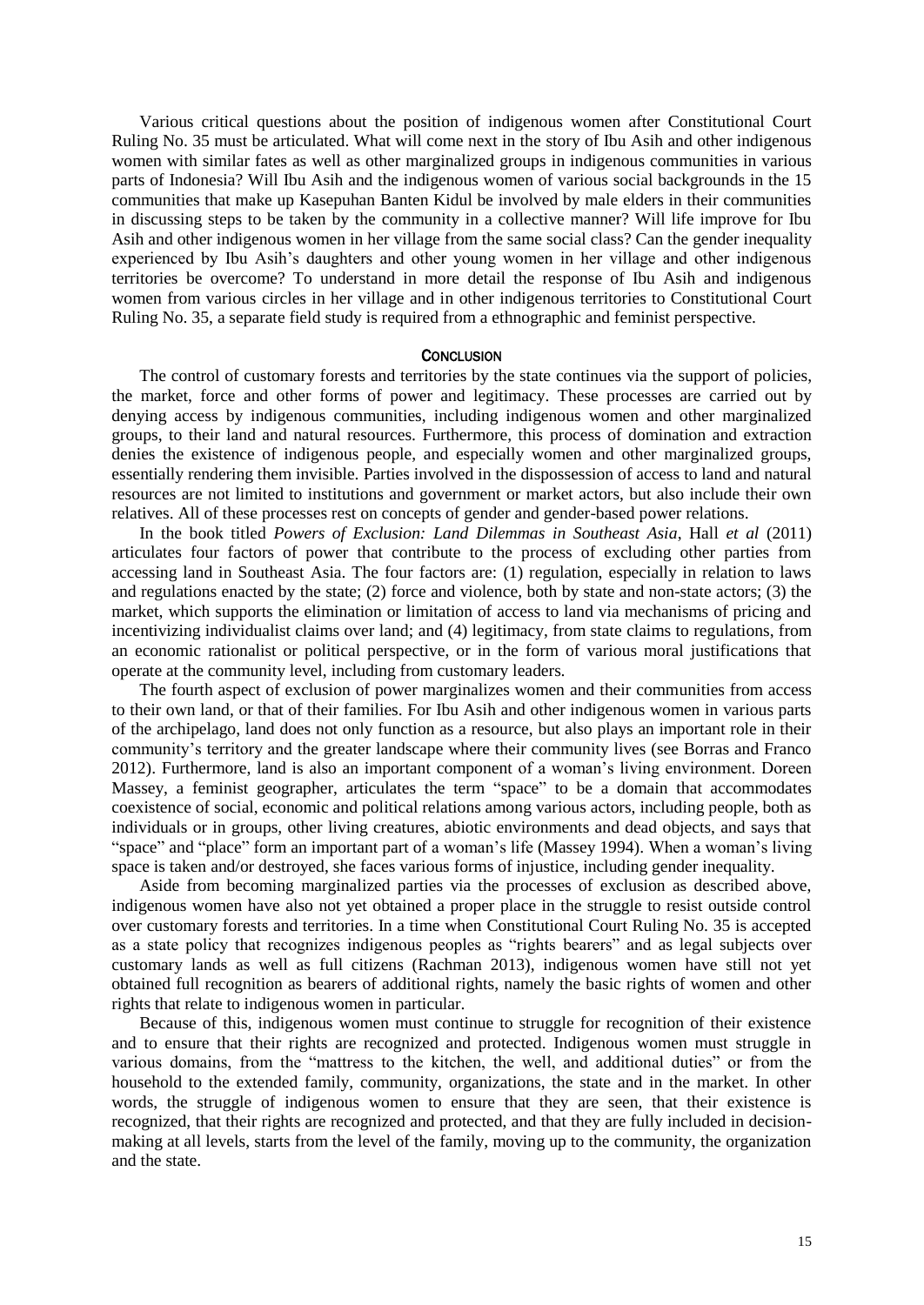Various critical questions about the position of indigenous women after Constitutional Court Ruling No. 35 must be articulated. What will come next in the story of Ibu Asih and other indigenous women with similar fates as well as other marginalized groups in indigenous communities in various parts of Indonesia? Will Ibu Asih and the indigenous women of various social backgrounds in the 15 communities that make up Kasepuhan Banten Kidul be involved by male elders in their communities in discussing steps to be taken by the community in a collective manner? Will life improve for Ibu Asih and other indigenous women in her village from the same social class? Can the gender inequality experienced by Ibu Asih's daughters and other young women in her village and other indigenous territories be overcome? To understand in more detail the response of Ibu Asih and indigenous women from various circles in her village and in other indigenous territories to Constitutional Court Ruling No. 35, a separate field study is required from a ethnographic and feminist perspective.

## Conclusion

The control of customary forests and territories by the state continues via the support of policies, the market, force and other forms of power and legitimacy. These processes are carried out by denying access by indigenous communities, including indigenous women and other marginalized groups, to their land and natural resources. Furthermore, this process of domination and extraction denies the existence of indigenous people, and especially women and other marginalized groups, essentially rendering them invisible. Parties involved in the dispossession of access to land and natural resources are not limited to institutions and government or market actors, but also include their own relatives. All of these processes rest on concepts of gender and gender-based power relations.

In the book titled *Powers of Exclusion: Land Dilemmas in Southeast Asia*, Hall *et al* (2011) articulates four factors of power that contribute to the process of excluding other parties from accessing land in Southeast Asia. The four factors are: (1) regulation, especially in relation to laws and regulations enacted by the state; (2) force and violence, both by state and non-state actors; (3) the market, which supports the elimination or limitation of access to land via mechanisms of pricing and incentivizing individualist claims over land; and (4) legitimacy, from state claims to regulations, from an economic rationalist or political perspective, or in the form of various moral justifications that operate at the community level, including from customary leaders.

The fourth aspect of exclusion of power marginalizes women and their communities from access to their own land, or that of their families. For Ibu Asih and other indigenous women in various parts of the archipelago, land does not only function as a resource, but also plays an important role in their community's territory and the greater landscape where their community lives (see Borras and Franco 2012). Furthermore, land is also an important component of a woman's living environment. Doreen Massey, a feminist geographer, articulates the term "space" to be a domain that accommodates coexistence of social, economic and political relations among various actors, including people, both as individuals or in groups, other living creatures, abiotic environments and dead objects, and says that "space" and "place" form an important part of a woman's life (Massey 1994). When a woman's living space is taken and/or destroyed, she faces various forms of injustice, including gender inequality.

Aside from becoming marginalized parties via the processes of exclusion as described above, indigenous women have also not yet obtained a proper place in the struggle to resist outside control over customary forests and territories. In a time when Constitutional Court Ruling No. 35 is accepted as a state policy that recognizes indigenous peoples as "rights bearers" and as legal subjects over customary lands as well as full citizens (Rachman 2013), indigenous women have still not yet obtained full recognition as bearers of additional rights, namely the basic rights of women and other rights that relate to indigenous women in particular.

Because of this, indigenous women must continue to struggle for recognition of their existence and to ensure that their rights are recognized and protected. Indigenous women must struggle in various domains, from the "mattress to the kitchen, the well, and additional duties" or from the household to the extended family, community, organizations, the state and in the market. In other words, the struggle of indigenous women to ensure that they are seen, that their existence is recognized, that their rights are recognized and protected, and that they are fully included in decision-making at all levels, starts from the level of the family, moving up to the community, the organization and the state.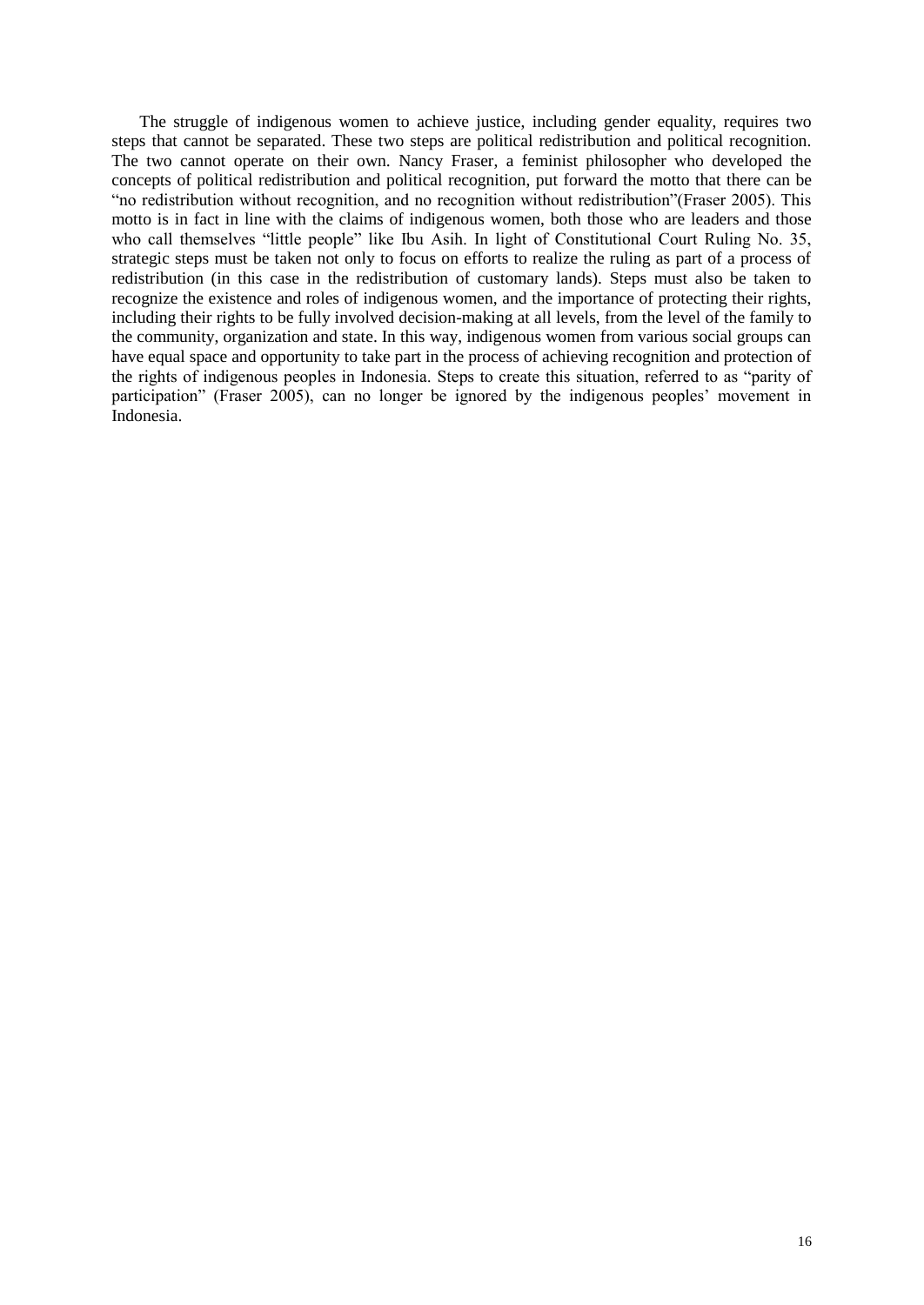The struggle of indigenous women to achieve justice, including gender equality, requires two steps that cannot be separated. These two steps are political redistribution and political recognition. The two cannot operate on their own. Nancy Fraser, a feminist philosopher who developed the concepts of political redistribution and political recognition, put forward the motto that there can be "no redistribution without recognition, and no recognition without redistribution"(Fraser 2005). This motto is in fact in line with the claims of indigenous women, both those who are leaders and those who call themselves "little people" like Ibu Asih. In light of Constitutional Court Ruling No. 35, strategic steps must be taken not only to focus on efforts to realize the ruling as part of a process of redistribution (in this case in the redistribution of customary lands). Steps must also be taken to recognize the existence and roles of indigenous women, and the importance of protecting their rights, including their rights to be fully involved decision-making at all levels, from the level of the family to the community, organization and state. In this way, indigenous women from various social groups can have equal space and opportunity to take part in the process of achieving recognition and protection of the rights of indigenous peoples in Indonesia. Steps to create this situation, referred to as "parity of participation" (Fraser 2005), can no longer be ignored by the indigenous peoples' movement in Indonesia.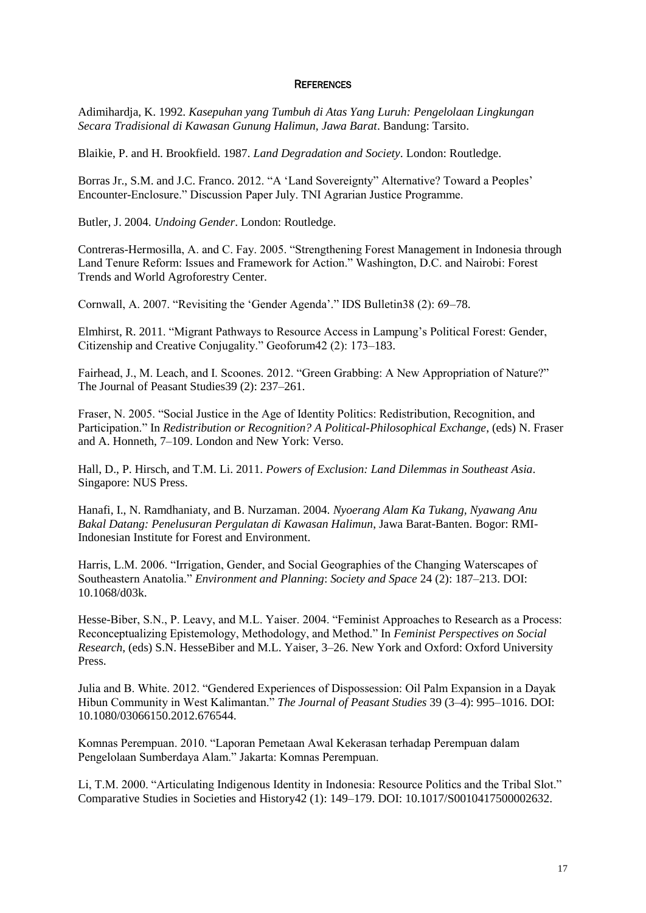## References

Adimihardja, K. 1992. *Kasepuhan yang Tumbuh di Atas Yang Luruh: Pengelolaan Lingkungan Secara Tradisional di Kawasan Gunung Halimun, Jawa Barat*. Bandung: Tarsito.

Blaikie, P. and H. Brookfield. 1987. *Land Degradation and Society*. London: Routledge.

Borras Jr., S.M. and J.C. Franco. 2012. "A 'Land Sovereignty" Alternative? Toward a Peoples' Encounter-Enclosure." Discussion Paper July. TNI Agrarian Justice Programme.

Butler, J. 2004. *Undoing Gender*. London: Routledge.

Contreras-Hermosilla, A. and C. Fay. 2005. "Strengthening Forest Management in Indonesia through Land Tenure Reform: Issues and Framework for Action." Washington, D.C. and Nairobi: Forest Trends and World Agroforestry Center.

Cornwall, A. 2007. "Revisiting the 'Gender Agenda'." IDS Bulletin38 (2): 69–78.

Elmhirst, R. 2011. "Migrant Pathways to Resource Access in Lampung's Political Forest: Gender, Citizenship and Creative Conjugality." Geoforum42 (2): 173–183.

Fairhead, J., M. Leach, and I. Scoones. 2012. "Green Grabbing: A New Appropriation of Nature?" The Journal of Peasant Studies39 (2): 237–261.

Fraser, N. 2005. "Social Justice in the Age of Identity Politics: Redistribution, Recognition, and Participation." In *Redistribution or Recognition? A Political-Philosophical Exchange*, (eds) N. Fraser and A. Honneth, 7–109. London and New York: Verso.

Hall, D., P. Hirsch, and T.M. Li. 2011. *Powers of Exclusion: Land Dilemmas in Southeast Asia*. Singapore: NUS Press.

Hanafi, I., N. Ramdhaniaty, and B. Nurzaman. 2004. *Nyoerang Alam Ka Tukang, Nyawang Anu Bakal Datang: Penelusuran Pergulatan di Kawasan Halimun*, Jawa Barat-Banten. Bogor: RMI-Indonesian Institute for Forest and Environment.

Harris, L.M. 2006. "Irrigation, Gender, and Social Geographies of the Changing Waterscapes of Southeastern Anatolia." *Environment and Planning*: *Society and Space* 24 (2): 187–213. DOI: 10.1068/d03k.

Hesse-Biber, S.N., P. Leavy, and M.L. Yaiser. 2004. "Feminist Approaches to Research as a Process: Reconceptualizing Epistemology, Methodology, and Method." In *Feminist Perspectives on Social Research*, (eds) S.N. HesseBiber and M.L. Yaiser, 3–26. New York and Oxford: Oxford University Press.

Julia and B. White. 2012. "Gendered Experiences of Dispossession: Oil Palm Expansion in a Dayak Hibun Community in West Kalimantan." *The Journal of Peasant Studies* 39 (3–4): 995–1016. DOI: 10.1080/03066150.2012.676544.

Komnas Perempuan. 2010. "Laporan Pemetaan Awal Kekerasan terhadap Perempuan dalam Pengelolaan Sumberdaya Alam." Jakarta: Komnas Perempuan.

Li, T.M. 2000. "Articulating Indigenous Identity in Indonesia: Resource Politics and the Tribal Slot." Comparative Studies in Societies and History42 (1): 149–179. DOI: 10.1017/S0010417500002632.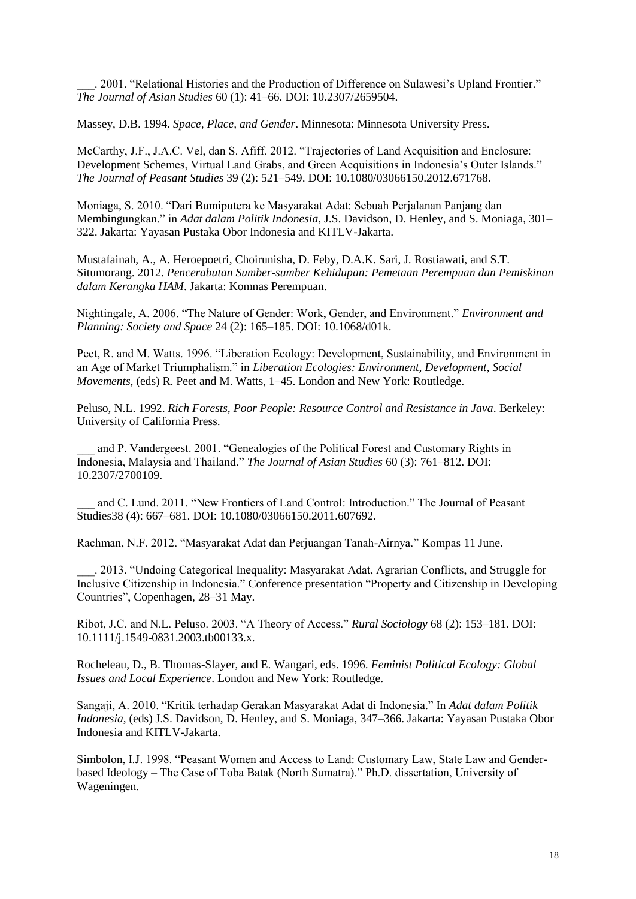___. 2001. "Relational Histories and the Production of Difference on Sulawesi's Upland Frontier." *The Journal of Asian Studies* 60 (1): 41–66. DOI: 10.2307/2659504.

Massey, D.B. 1994. *Space, Place, and Gender*. Minnesota: Minnesota University Press.

McCarthy, J.F., J.A.C. Vel, dan S. Afiff. 2012. "Trajectories of Land Acquisition and Enclosure: Development Schemes, Virtual Land Grabs, and Green Acquisitions in Indonesia's Outer Islands." *The Journal of Peasant Studies* 39 (2): 521–549. DOI: 10.1080/03066150.2012.671768.

Moniaga, S. 2010. "Dari Bumiputera ke Masyarakat Adat: Sebuah Perjalanan Panjang dan Membingungkan." in *Adat dalam Politik Indonesia*, J.S. Davidson, D. Henley, and S. Moniaga, 301–322. Jakarta: Yayasan Pustaka Obor Indonesia and KITLV-Jakarta.

Mustafainah, A., A. Heroepoetri, Choirunisha, D. Feby, D.A.K. Sari, J. Rostiawati, and S.T. Situmorang. 2012. *Pencerabutan Sumber-sumber Kehidupan: Pemetaan Perempuan dan Pemiskinan dalam Kerangka HAM*. Jakarta: Komnas Perempuan.

Nightingale, A. 2006. "The Nature of Gender: Work, Gender, and Environment." *Environment and Planning: Society and Space* 24 (2): 165–185. DOI: 10.1068/d01k.

Peet, R. and M. Watts. 1996. "Liberation Ecology: Development, Sustainability, and Environment in an Age of Market Triumphalism." in *Liberation Ecologies: Environment, Development, Social Movements*, (eds) R. Peet and M. Watts, 1–45. London and New York: Routledge.

Peluso, N.L. 1992. *Rich Forests, Poor People: Resource Control and Resistance in Java*. Berkeley: University of California Press.

___ and P. Vandergeest. 2001. "Genealogies of the Political Forest and Customary Rights in Indonesia, Malaysia and Thailand." *The Journal of Asian Studies* 60 (3): 761–812. DOI: 10.2307/2700109.

___ and C. Lund. 2011. "New Frontiers of Land Control: Introduction." The Journal of Peasant Studies38 (4): 667–681. DOI: 10.1080/03066150.2011.607692.

Rachman, N.F. 2012. "Masyarakat Adat dan Perjuangan Tanah-Airnya." Kompas 11 June.

___. 2013. "Undoing Categorical Inequality: Masyarakat Adat, Agrarian Conflicts, and Struggle for Inclusive Citizenship in Indonesia." Conference presentation "Property and Citizenship in Developing Countries", Copenhagen, 28–31 May.

Ribot, J.C. and N.L. Peluso. 2003. "A Theory of Access." *Rural Sociology* 68 (2): 153–181. DOI: 10.1111/j.1549-0831.2003.tb00133.x.

Rocheleau, D., B. Thomas-Slayer, and E. Wangari, eds. 1996. *Feminist Political Ecology: Global Issues and Local Experience*. London and New York: Routledge.

Sangaji, A. 2010. "Kritik terhadap Gerakan Masyarakat Adat di Indonesia." In *Adat dalam Politik Indonesia*, (eds) J.S. Davidson, D. Henley, and S. Moniaga, 347–366. Jakarta: Yayasan Pustaka Obor Indonesia and KITLV-Jakarta.

Simbolon, I.J. 1998. "Peasant Women and Access to Land: Customary Law, State Law and Gender-based Ideology – The Case of Toba Batak (North Sumatra)." Ph.D. dissertation, University of Wageningen.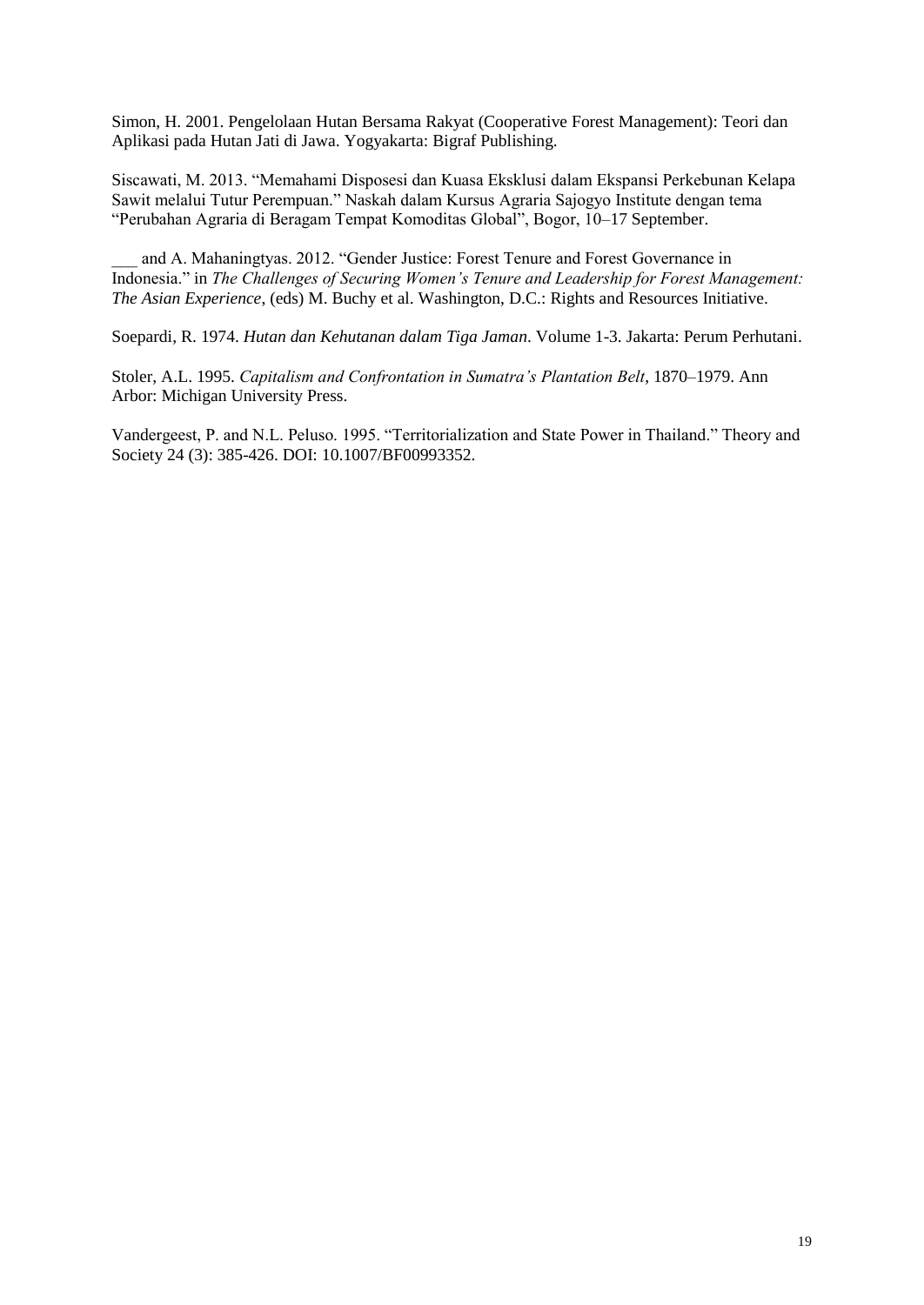Simon, H. 2001. Pengelolaan Hutan Bersama Rakyat (Cooperative Forest Management): Teori dan Aplikasi pada Hutan Jati di Jawa. Yogyakarta: Bigraf Publishing.

Siscawati, M. 2013. "Memahami Disposesi dan Kuasa Eksklusi dalam Ekspansi Perkebunan Kelapa Sawit melalui Tutur Perempuan." Naskah dalam Kursus Agraria Sajogyo Institute dengan tema "Perubahan Agraria di Beragam Tempat Komoditas Global", Bogor, 10–17 September.

___ and A. Mahaningtyas. 2012. "Gender Justice: Forest Tenure and Forest Governance in Indonesia." in *The Challenges of Securing Women's Tenure and Leadership for Forest Management: The Asian Experience*, (eds) M. Buchy et al. Washington, D.C.: Rights and Resources Initiative.

Soepardi, R. 1974. *Hutan dan Kehutanan dalam Tiga Jaman*. Volume 1-3. Jakarta: Perum Perhutani.

Stoler, A.L. 1995. *Capitalism and Confrontation in Sumatra's Plantation Belt*, 1870–1979. Ann Arbor: Michigan University Press.

Vandergeest, P. and N.L. Peluso. 1995. "Territorialization and State Power in Thailand." Theory and Society 24 (3): 385-426. DOI: 10.1007/BF00993352.